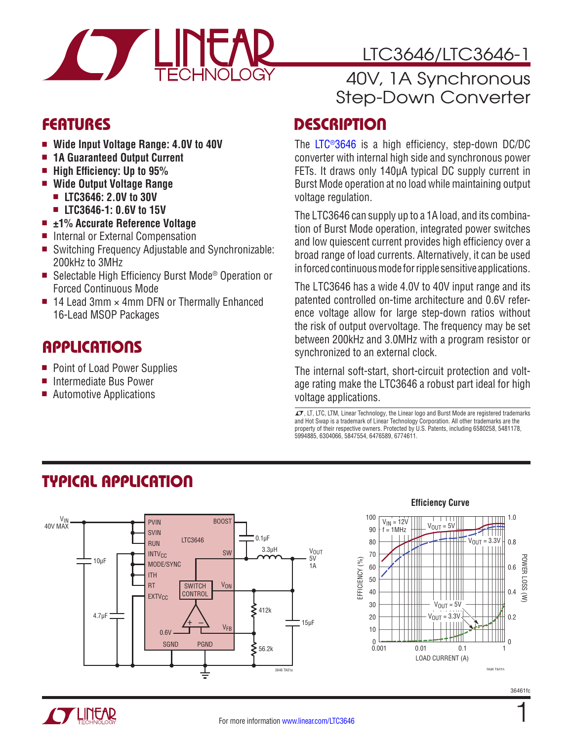# LTC3646/LTC3646-1

## 40V, 1A Synchronous Step-Down Converter

## FEATURES

- **Wide Input Voltage Range: 4.0V to 40V**
- **1A Guaranteed Output Current**
- **High Efficiency: Up to 95%**
- **Wide Output Voltage Range**
  - **LTC3646: 2.0V to 30V**
  - **LTC3646-1: 0.6V to 15V**
- **±1% Accurate Reference Voltage**
- Internal or External Compensation
- Switching Frequency Adjustable and Synchronizable: 200kHz to 3MHz
- Selectable High Efficiency Burst Mode® Operation or Forced Continuous Mode
- 14 Lead 3mm × 4mm DFN or Thermally Enhanced 16-Lead MSOP Packages

## APPLICATIONS

- Point of Load Power Supplies
- Intermediate Bus Power
- Automotive Applications

## DESCRIPTION

The LTC®3646 is a high efficiency, step-down DC/DC converter with internal high side and synchronous power FETs. It draws only 140µA typical DC supply current in Burst Mode operation at no load while maintaining output voltage regulation.

The LTC3646 can supply up to a 1A load, and its combination of Burst Mode operation, integrated power switches and low quiescent current provides high efficiency over a broad range of load currents. Alternatively, it can be used in forced continuous mode for ripple sensitive applications.

The LTC3646 has a wide 4.0V to 40V input range and its patented controlled on-time architecture and 0.6V reference voltage allow for large step-down ratios without the risk of output overvoltage. The frequency may be set between 200kHz and 3.0MHz with a program resistor or synchronized to an external clock.

The internal soft-start, short-circuit protection and voltage rating make the LTC3646 a robust part ideal for high voltage applications.

LT, LTC, LTM, Linear Technology, the Linear logo and Burst Mode are registered trademarks and Hot Swap is a trademark of Linear Technology Corporation. All other trademarks are the property of their respective owners. Protected by U.S. Patents, including 6580258, 5481178, 5994885, 6304066, 5847554, 6476589, 6774611.

## TYPICAL APPLICATION

**Efficiency Curve**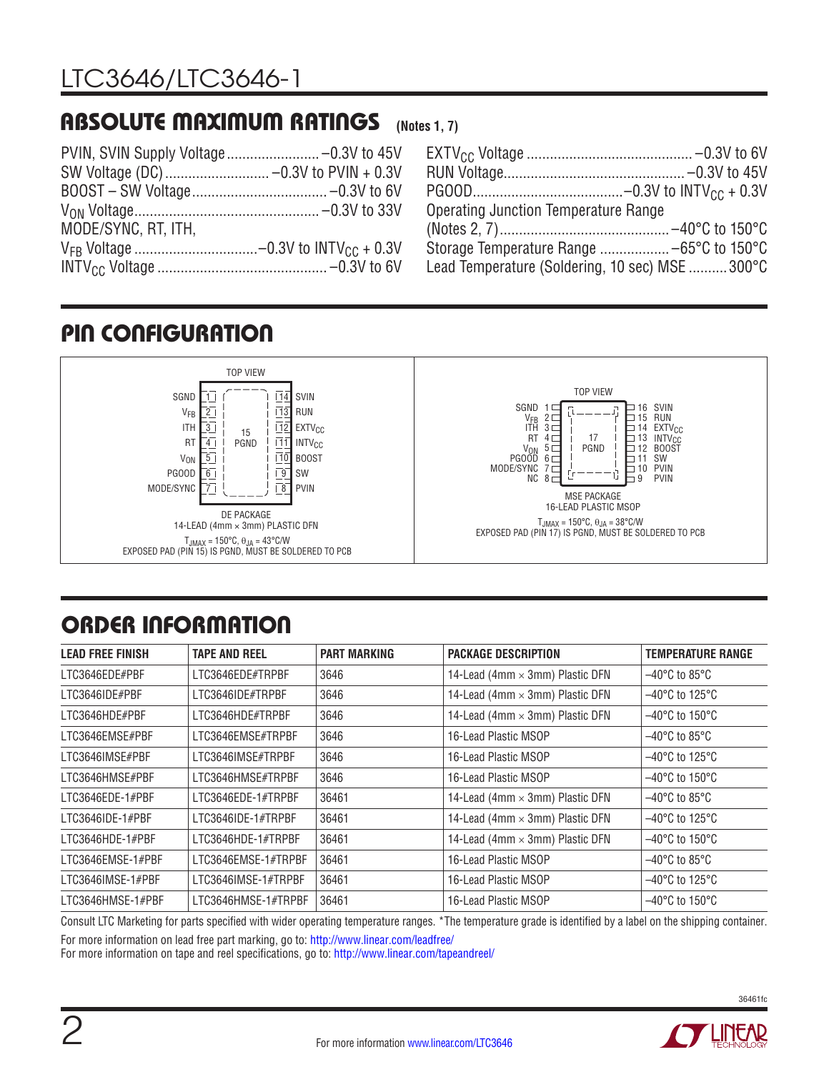## ABSOLUTE MAXIMUM RATINGS (Notes 1, 7)

PVIN, SVIN Supply Voltage........................ –0.3V to 45V
SW Voltage (DC)........................... –0.3V to PVIN + 0.3V
BOOST – SW Voltage.................................. –0.3V to 6V
$V_{ON}$ Voltage.............................................. –0.3V to 33V
MODE/SYNC, RT, ITH,
$V_{FB}$ Voltage ................................–0.3V to $INTV_{CC}$ + 0.3V
$INTV_{CC}$ Voltage ............................................ –0.3V to 6V
$EXTV_{CC}$ Voltage ............................................ –0.3V to 6V
RUN Voltage.............................................. –0.3V to 45V
PGOOD.......................................–0.3V to $INTV_{CC}$ + 0.3V
Operating Junction Temperature Range
(Notes 2, 7)........................................... –40°C to 150°C
Storage Temperature Range .................. –65°C to 150°C
Lead Temperature (Soldering, 10 sec) MSE .......... 300°C

## PIN CONFIGURATION

**DE PACKAGE, 14-LEAD (4mm × 3mm) PLASTIC DFN (TOP VIEW)**

| Pin | Name | Pin | Name |
|---|---|---|---|
| 1 | SGND | 14 | SVIN |
| 2 | $V_{FB}$ | 13 | RUN |
| 3 | ITH | 12 | $EXTV_{CC}$ |
| 4 | RT | 11 | $INTV_{CC}$ |
| 5 | $V_{ON}$ | 10 | BOOST |
| 6 | PGOOD | 9 | SW |
| 7 | MODE/SYNC | 8 | PVIN |
| 15 | PGND (exposed pad) | | |

$T_{JMAX}$ = 150°C, $\theta_{JA}$ = 43°C/W
EXPOSED PAD (PIN 15) IS PGND, MUST BE SOLDERED TO PCB

**MSE PACKAGE, 16-LEAD PLASTIC MSOP (TOP VIEW)**

| Pin | Name | Pin | Name |
|---|---|---|---|
| 1 | SGND | 16 | SVIN |
| 2 | $V_{FB}$ | 15 | RUN |
| 3 | ITH | 14 | $EXTV_{CC}$ |
| 4 | RT | 13 | $INTV_{CC}$ |
| 5 | $V_{ON}$ | 12 | BOOST |
| 6 | PGOOD | 11 | SW |
| 7 | MODE/SYNC | 10 | PVIN |
| 8 | NC | 9 | PVIN |
| 17 | PGND (exposed pad) | | |

$T_{JMAX}$ = 150°C, $\theta_{JA}$ = 38°C/W
EXPOSED PAD (PIN 17) IS PGND, MUST BE SOLDERED TO PCB

## ORDER INFORMATION

| LEAD FREE FINISH | TAPE AND REEL | PART MARKING | PACKAGE DESCRIPTION | TEMPERATURE RANGE |
|---|---|---|---|---|
| LTC3646EDE#PBF | LTC3646EDE#TRPBF | 3646 | 14-Lead (4mm × 3mm) Plastic DFN | –40°C to 85°C |
| LTC3646IDE#PBF | LTC3646IDE#TRPBF | 3646 | 14-Lead (4mm × 3mm) Plastic DFN | –40°C to 125°C |
| LTC3646HDE#PBF | LTC3646HDE#TRPBF | 3646 | 14-Lead (4mm × 3mm) Plastic DFN | –40°C to 150°C |
| LTC3646EMSE#PBF | LTC3646EMSE#TRPBF | 3646 | 16-Lead Plastic MSOP | –40°C to 85°C |
| LTC3646IMSE#PBF | LTC3646IMSE#TRPBF | 3646 | 16-Lead Plastic MSOP | –40°C to 125°C |
| LTC3646HMSE#PBF | LTC3646HMSE#TRPBF | 3646 | 16-Lead Plastic MSOP | –40°C to 150°C |
| LTC3646EDE-1#PBF | LTC3646EDE-1#TRPBF | 36461 | 14-Lead (4mm × 3mm) Plastic DFN | –40°C to 85°C |
| LTC3646IDE-1#PBF | LTC3646IDE-1#TRPBF | 36461 | 14-Lead (4mm × 3mm) Plastic DFN | –40°C to 125°C |
| LTC3646HDE-1#PBF | LTC3646HDE-1#TRPBF | 36461 | 14-Lead (4mm × 3mm) Plastic DFN | –40°C to 150°C |
| LTC3646EMSE-1#PBF | LTC3646EMSE-1#TRPBF | 36461 | 16-Lead Plastic MSOP | –40°C to 85°C |
| LTC3646IMSE-1#PBF | LTC3646IMSE-1#TRPBF | 36461 | 16-Lead Plastic MSOP | –40°C to 125°C |
| LTC3646HMSE-1#PBF | LTC3646HMSE-1#TRPBF | 36461 | 16-Lead Plastic MSOP | –40°C to 150°C |

Consult LTC Marketing for parts specified with wider operating temperature ranges. *The temperature grade is identified by a label on the shipping container.

For more information on lead free part marking, go to: http://www.linear.com/leadfree/
For more information on tape and reel specifications, go to: http://www.linear.com/tapeandreel/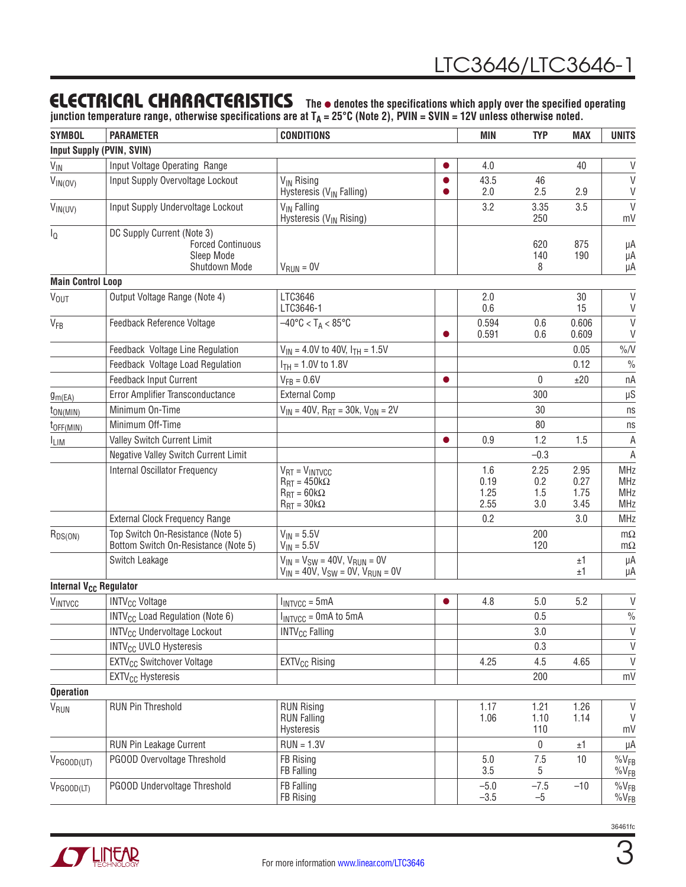## ELECTRICAL CHARACTERISTICS

**The ● denotes the specifications which apply over the specified operating junction temperature range, otherwise specifications are at $T_A$ = 25°C (Note 2), PVIN = SVIN = 12V unless otherwise noted.**

| SYMBOL | PARAMETER | CONDITIONS | | MIN | TYP | MAX | UNITS |
|---|---|---|---|---|---|---|---|
| **Input Supply (PVIN, SVIN)** | | | | | | | |
| $V_{IN}$ | Input Voltage Operating Range | | ● | 4.0 | | 40 | V |
| $V_{IN(OV)}$ | Input Supply Overvoltage Lockout | $V_{IN}$ Rising<br>Hysteresis ($V_{IN}$ Falling) | ●<br>● | 43.5<br>2.0 | 46<br>2.5 | <br>2.9 | V<br>V |
| $V_{IN(UV)}$ | Input Supply Undervoltage Lockout | $V_{IN}$ Falling<br>Hysteresis ($V_{IN}$ Rising) | | 3.2 | 3.35<br>250 | 3.5 | V<br>mV |
| $I_Q$ | DC Supply Current (Note 3)<br>Forced Continuous<br>Sleep Mode<br>Shutdown Mode | <br><br><br>$V_{RUN}$ = 0V | | | <br>620<br>140<br>8 | <br>875<br>190 | <br>µA<br>µA<br>µA |
| **Main Control Loop** | | | | | | | |
| $V_{OUT}$ | Output Voltage Range (Note 4) | LTC3646<br>LTC3646-1 | | 2.0<br>0.6 | | 30<br>15 | V<br>V |
| $V_{FB}$ | Feedback Reference Voltage | –40°C < $T_A$ < 85°C | <br>● | 0.594<br>0.591 | 0.6<br>0.6 | 0.606<br>0.609 | V<br>V |
| | Feedback Voltage Line Regulation | $V_{IN}$ = 4.0V to 40V, $I_{TH}$ = 1.5V | | | | 0.05 | %/V |
| | Feedback Voltage Load Regulation | $I_{TH}$ = 1.0V to 1.8V | | | | 0.12 | % |
| | Feedback Input Current | $V_{FB}$ = 0.6V | ● | | 0 | ±20 | nA |
| $g_{m(EA)}$ | Error Amplifier Transconductance | External Comp | | | 300 | | µS |
| $t_{ON(MIN)}$ | Minimum On-Time | $V_{IN}$ = 40V, $R_{RT}$ = 30k, $V_{ON}$ = 2V | | | 30 | | ns |
| $t_{OFF(MIN)}$ | Minimum Off-Time | | | | 80 | | ns |
| $I_{LIM}$ | Valley Switch Current Limit | | ● | 0.9 | 1.2 | 1.5 | A |
| | Negative Valley Switch Current Limit | | | | –0.3 | | A |
| | Internal Oscillator Frequency | $V_{RT}$ = $V_{INTVCC}$<br>$R_{RT}$ = 450kΩ<br>$R_{RT}$ = 60kΩ<br>$R_{RT}$ = 30kΩ | | 1.6<br>0.19<br>1.25<br>2.55 | 2.25<br>0.2<br>1.5<br>3.0 | 2.95<br>0.27<br>1.75<br>3.45 | MHz<br>MHz<br>MHz<br>MHz |
| | External Clock Frequency Range | | | 0.2 | | 3.0 | MHz |
| $R_{DS(ON)}$ | Top Switch On-Resistance (Note 5)<br>Bottom Switch On-Resistance (Note 5) | $V_{IN}$ = 5.5V<br>$V_{IN}$ = 5.5V | | | 200<br>120 | | mΩ<br>mΩ |
| | Switch Leakage | $V_{IN}$ = $V_{SW}$ = 40V, $V_{RUN}$ = 0V<br>$V_{IN}$ = 40V, $V_{SW}$ = 0V, $V_{RUN}$ = 0V | | | | ±1<br>±1 | µA<br>µA |
| **Internal $V_{CC}$ Regulator** | | | | | | | |
| $V_{INTVCC}$ | $INTV_{CC}$ Voltage | $I_{INTVCC}$ = 5mA | ● | 4.8 | 5.0 | 5.2 | V |
| | $INTV_{CC}$ Load Regulation (Note 6) | $I_{INTVCC}$ = 0mA to 5mA | | | 0.5 | | % |
| | $INTV_{CC}$ Undervoltage Lockout | $INTV_{CC}$ Falling | | | 3.0 | | V |
| | $INTV_{CC}$ UVLO Hysteresis | | | | 0.3 | | V |
| | $EXTV_{CC}$ Switchover Voltage | $EXTV_{CC}$ Rising | | 4.25 | 4.5 | 4.65 | V |
| | $EXTV_{CC}$ Hysteresis | | | | 200 | | mV |
| **Operation** | | | | | | | |
| $V_{RUN}$ | RUN Pin Threshold | RUN Rising<br>RUN Falling<br>Hysteresis | | 1.17<br>1.06 | 1.21<br>1.10<br>110 | 1.26<br>1.14 | V<br>V<br>mV |
| | RUN Pin Leakage Current | RUN = 1.3V | | | 0 | ±1 | µA |
| $V_{PGOOD(UT)}$ | PGOOD Overvoltage Threshold | FB Rising<br>FB Falling | | 5.0<br>3.5 | 7.5<br>5 | 10 | $\%V_{FB}$<br>$\%V_{FB}$ |
| $V_{PGOOD(LT)}$ | PGOOD Undervoltage Threshold | FB Falling<br>FB Rising | | –5.0<br>–3.5 | –7.5<br>–5 | –10 | $\%V_{FB}$<br>$\%V_{FB}$ |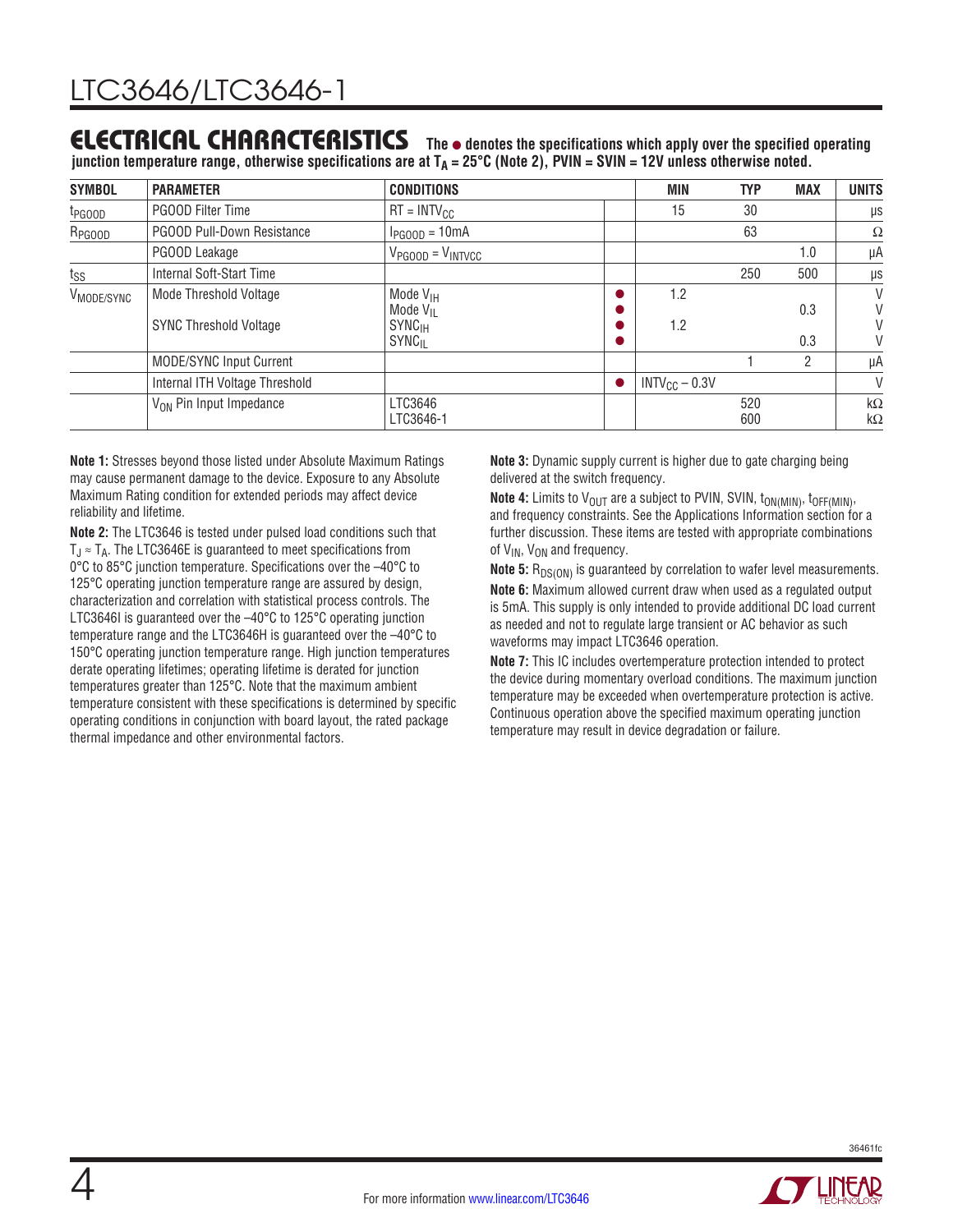## ELECTRICAL CHARACTERISTICS

**The ● denotes the specifications which apply over the specified operating junction temperature range, otherwise specifications are at $T_A$ = 25°C (Note 2), PVIN = SVIN = 12V unless otherwise noted.**

| SYMBOL | PARAMETER | CONDITIONS | | MIN | TYP | MAX | UNITS |
|---|---|---|---|---|---|---|---|
| $t_{PGOOD}$ | PGOOD Filter Time | $RT = INTV_{CC}$ | | 15 | 30 | | µs |
| $R_{PGOOD}$ | PGOOD Pull-Down Resistance | $I_{PGOOD}$ = 10mA | | | 63 | | Ω |
| | PGOOD Leakage | $V_{PGOOD} = V_{INTVCC}$ | | | | 1.0 | µA |
| $t_{SS}$ | Internal Soft-Start Time | | | | 250 | 500 | µs |
| $V_{MODE/SYNC}$ | Mode Threshold Voltage | Mode $V_{IH}$ | ● | 1.2 | | | V |
| | | Mode $V_{IL}$ | ● | | | 0.3 | V |
| | SYNC Threshold Voltage | $SYNC_{IH}$ | ● | 1.2 | | | V |
| | | $SYNC_{IL}$ | ● | | | 0.3 | V |
| | MODE/SYNC Input Current | | | | 1 | 2 | µA |
| | Internal ITH Voltage Threshold | | ● | $INTV_{CC}$ – 0.3V | | | V |
| | $V_{ON}$ Pin Input Impedance | LTC3646 | | | 520 | | kΩ |
| | | LTC3646-1 | | | 600 | | kΩ |

**Note 1:** Stresses beyond those listed under Absolute Maximum Ratings may cause permanent damage to the device. Exposure to any Absolute Maximum Rating condition for extended periods may affect device reliability and lifetime.

**Note 2:** The LTC3646 is tested under pulsed load conditions such that $T_J \approx T_A$. The LTC3646E is guaranteed to meet specifications from 0°C to 85°C junction temperature. Specifications over the –40°C to 125°C operating junction temperature range are assured by design, characterization and correlation with statistical process controls. The LTC3646I is guaranteed over the –40°C to 125°C operating junction temperature range and the LTC3646H is guaranteed over the –40°C to 150°C operating junction temperature range. High junction temperatures derate operating lifetimes; operating lifetime is derated for junction temperatures greater than 125°C. Note that the maximum ambient temperature consistent with these specifications is determined by specific operating conditions in conjunction with board layout, the rated package thermal impedance and other environmental factors.

**Note 3:** Dynamic supply current is higher due to gate charging being delivered at the switch frequency.

**Note 4:** Limits to $V_{OUT}$ are a subject to PVIN, SVIN, $t_{ON(MIN)}$, $t_{OFF(MIN)}$, and frequency constraints. See the Applications Information section for a further discussion. These items are tested with appropriate combinations of $V_{IN}$, $V_{ON}$ and frequency.

**Note 5:** $R_{DS(ON)}$ is guaranteed by correlation to wafer level measurements.

**Note 6:** Maximum allowed current draw when used as a regulated output is 5mA. This supply is only intended to provide additional DC load current as needed and not to regulate large transient or AC behavior as such waveforms may impact LTC3646 operation.

**Note 7:** This IC includes overtemperature protection intended to protect the device during momentary overload conditions. The maximum junction temperature may be exceeded when overtemperature protection is active. Continuous operation above the specified maximum operating junction temperature may result in device degradation or failure.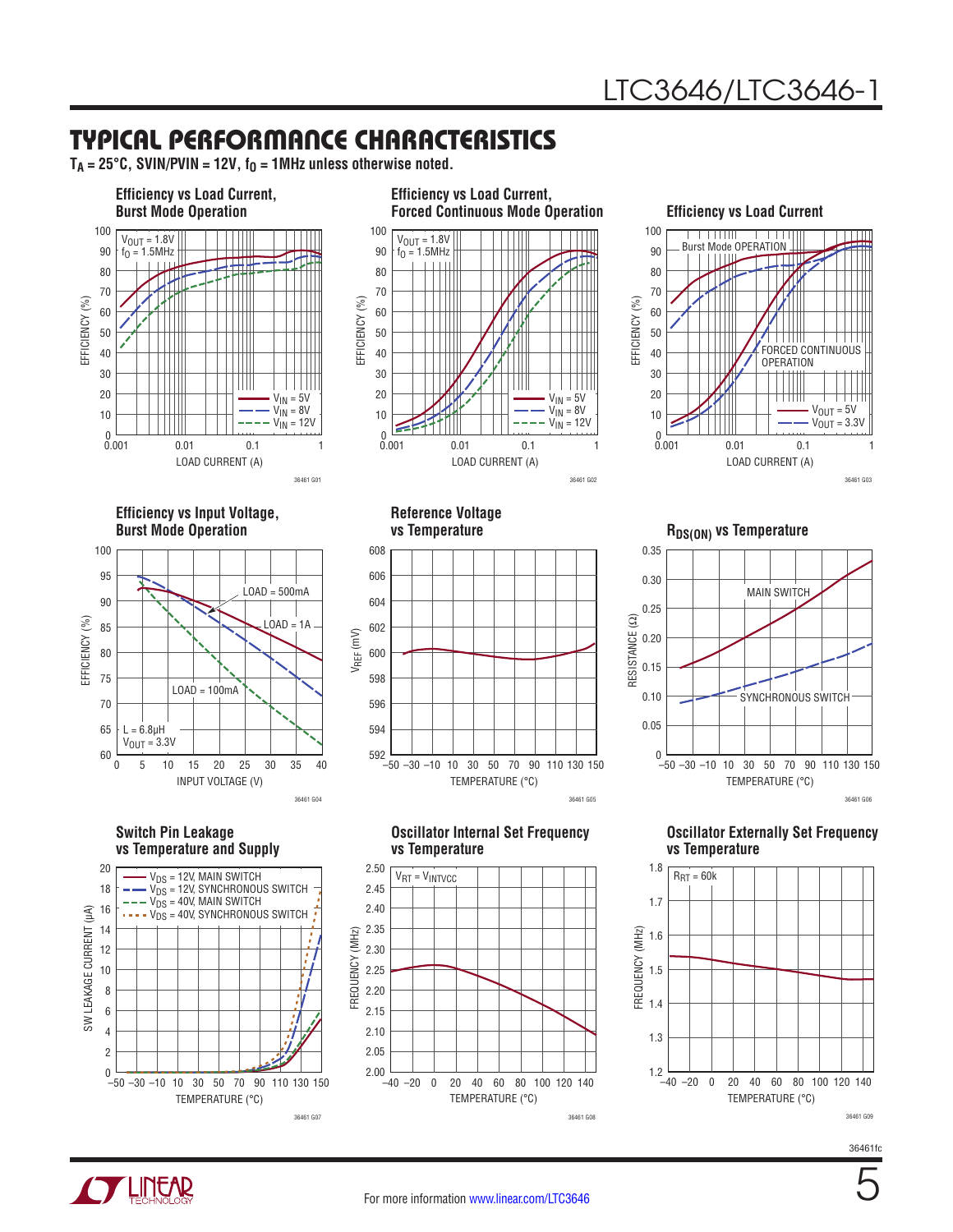## TYPICAL PERFORMANCE CHARACTERISTICS

$T_A = 25°C$, SVIN/PVIN = 12V, $f_O$ = 1MHz unless otherwise noted.

**Efficiency vs Load Current, Burst Mode Operation**

$V_{OUT}$ = 1.8V, $f_O$ = 1.5MHz

EFFICIENCY (%) vs LOAD CURRENT (A); $V_{IN}$ = 5V, $V_{IN}$ = 8V, $V_{IN}$ = 12V

36461 G01

**Efficiency vs Load Current, Forced Continuous Mode Operation**

$V_{OUT}$ = 1.8V, $f_O$ = 1.5MHz

EFFICIENCY (%) vs LOAD CURRENT (A); $V_{IN}$ = 5V, $V_{IN}$ = 8V, $V_{IN}$ = 12V

36461 G02

**Efficiency vs Load Current**

Burst Mode OPERATION; FORCED CONTINUOUS OPERATION

EFFICIENCY (%) vs LOAD CURRENT (A); $V_{OUT}$ = 5V, $V_{OUT}$ = 3.3V

36461 G03

**Efficiency vs Input Voltage, Burst Mode Operation**

L = 6.8µH, $V_{OUT}$ = 3.3V

EFFICIENCY (%) vs INPUT VOLTAGE (V); LOAD = 500mA, LOAD = 1A, LOAD = 100mA

36461 G04

**Reference Voltage vs Temperature**

$V_{REF}$ (mV) vs TEMPERATURE (°C)

36461 G05

**$R_{DS(ON)}$ vs Temperature**

RESISTANCE (Ω) vs TEMPERATURE (°C); MAIN SWITCH, SYNCHRONOUS SWITCH

36461 G06

**Switch Pin Leakage vs Temperature and Supply**

SW LEAKAGE CURRENT (µA) vs TEMPERATURE (°C); $V_{DS}$ = 12V, MAIN SWITCH; $V_{DS}$ = 12V, SYNCHRONOUS SWITCH; $V_{DS}$ = 40V, MAIN SWITCH; $V_{DS}$ = 40V, SYNCHRONOUS SWITCH

36461 G07

**Oscillator Internal Set Frequency vs Temperature**

$V_{RT}$ = $V_{INTVCC}$

FREQUENCY (MHz) vs TEMPERATURE (°C)

36461 G08

**Oscillator Externally Set Frequency vs Temperature**

$R_{RT}$ = 60k

FREQUENCY (MHz) vs TEMPERATURE (°C)

36461 G09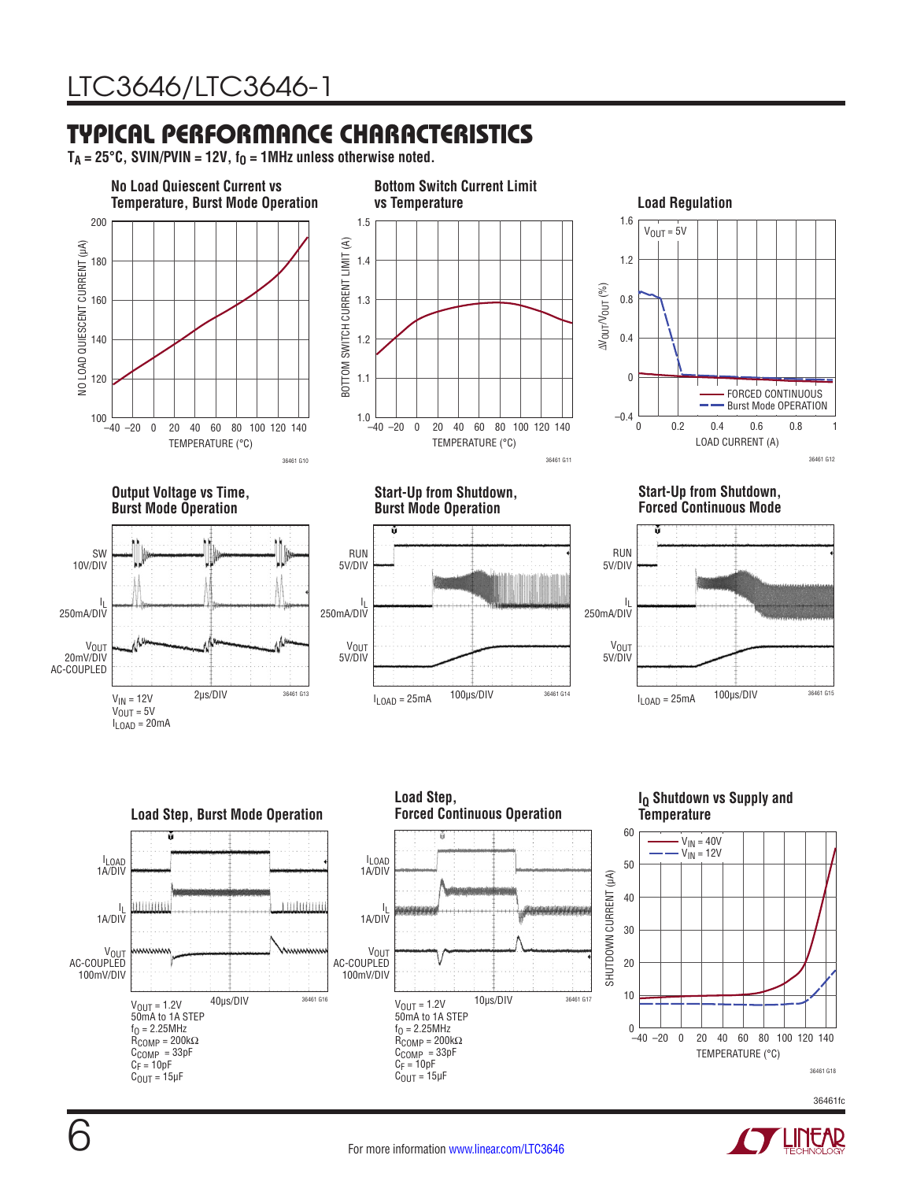## TYPICAL PERFORMANCE CHARACTERISTICS

$T_A$ = 25°C, SVIN/PVIN = 12V, $f_O$ = 1MHz unless otherwise noted.

**No Load Quiescent Current vs Temperature, Burst Mode Operation**

NO LOAD QUIESCENT CURRENT (µA) vs TEMPERATURE (°C)

36461 G10

**Bottom Switch Current Limit vs Temperature**

BOTTOM SWITCH CURRENT LIMIT (A) vs TEMPERATURE (°C)

36461 G11

**Load Regulation**

$V_{OUT}$ = 5V

$\Delta V_{OUT}/V_{OUT}$ (%) vs LOAD CURRENT (A)

FORCED CONTINUOUS
Burst Mode OPERATION

36461 G12

**Output Voltage vs Time, Burst Mode Operation**

SW 10V/DIV
$I_L$ 250mA/DIV
$V_{OUT}$ 20mV/DIV AC-COUPLED

2µs/DIV

$V_{IN}$ = 12V
$V_{OUT}$ = 5V
$I_{LOAD}$ = 20mA

36461 G13

**Start-Up from Shutdown, Burst Mode Operation**

RUN 5V/DIV
$I_L$ 250mA/DIV
$V_{OUT}$ 5V/DIV

$I_{LOAD}$ = 25mA 100µs/DIV

36461 G14

**Start-Up from Shutdown, Forced Continuous Mode**

RUN 5V/DIV
$I_L$ 250mA/DIV
$V_{OUT}$ 5V/DIV

$I_{LOAD}$ = 25mA 100µs/DIV

36461 G15

**Load Step, Burst Mode Operation**

$I_{LOAD}$ 1A/DIV
$I_L$ 1A/DIV
$V_{OUT}$ AC-COUPLED 100mV/DIV

40µs/DIV

$V_{OUT}$ = 1.2V
50mA to 1A STEP
$f_O$ = 2.25MHz
$R_{COMP}$ = 200kΩ
$C_{COMP}$ = 33pF
$C_F$ = 10pF
$C_{OUT}$ = 15µF

36461 G16

**Load Step, Forced Continuous Operation**

$I_{LOAD}$ 1A/DIV
$I_L$ 1A/DIV
$V_{OUT}$ AC-COUPLED 100mV/DIV

10µs/DIV

$V_{OUT}$ = 1.2V
50mA to 1A STEP
$f_O$ = 2.25MHz
$R_{COMP}$ = 200kΩ
$C_{COMP}$ = 33pF
$C_F$ = 10pF
$C_{OUT}$ = 15µF

36461 G17

**$I_Q$ Shutdown vs Supply and Temperature**

$V_{IN}$ = 40V
$V_{IN}$ = 12V

SHUTDOWN CURRENT (µA) vs TEMPERATURE (°C)

36461 G18

36461fc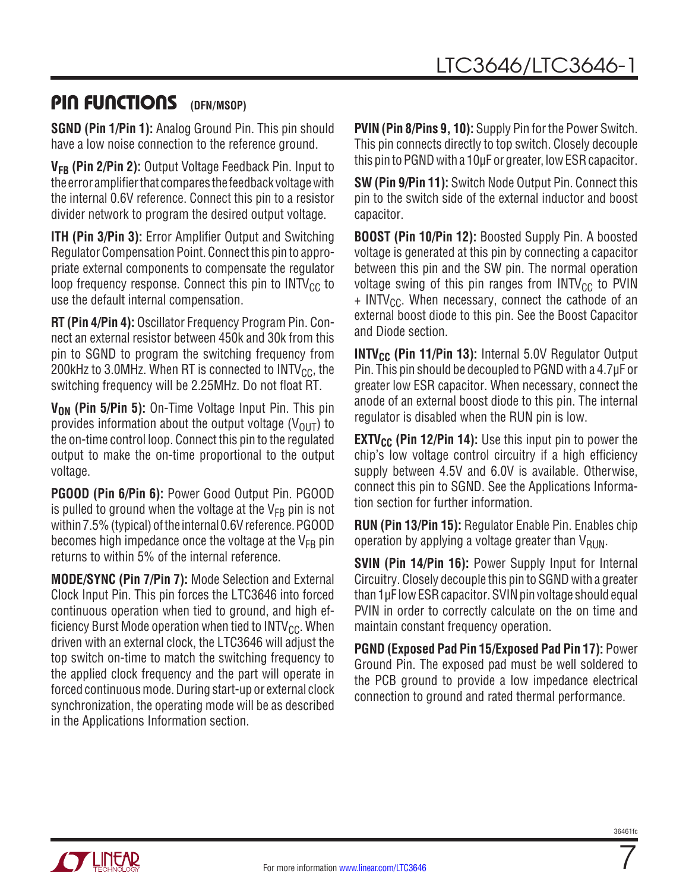## PIN FUNCTIONS (DFN/MSOP)

**SGND (Pin 1/Pin 1):** Analog Ground Pin. This pin should have a low noise connection to the reference ground.

**$V_{FB}$ (Pin 2/Pin 2):** Output Voltage Feedback Pin. Input to the error amplifier that compares the feedback voltage with the internal 0.6V reference. Connect this pin to a resistor divider network to program the desired output voltage.

**ITH (Pin 3/Pin 3):** Error Amplifier Output and Switching Regulator Compensation Point. Connect this pin to appropriate external components to compensate the regulator loop frequency response. Connect this pin to $INTV_{CC}$ to use the default internal compensation.

**RT (Pin 4/Pin 4):** Oscillator Frequency Program Pin. Connect an external resistor between 450k and 30k from this pin to SGND to program the switching frequency from 200kHz to 3.0MHz. When RT is connected to $INTV_{CC}$, the switching frequency will be 2.25MHz. Do not float RT.

**$V_{ON}$ (Pin 5/Pin 5):** On-Time Voltage Input Pin. This pin provides information about the output voltage ($V_{OUT}$) to the on-time control loop. Connect this pin to the regulated output to make the on-time proportional to the output voltage.

**PGOOD (Pin 6/Pin 6):** Power Good Output Pin. PGOOD is pulled to ground when the voltage at the $V_{FB}$ pin is not within 7.5% (typical) of the internal 0.6V reference. PGOOD becomes high impedance once the voltage at the $V_{FB}$ pin returns to within 5% of the internal reference.

**MODE/SYNC (Pin 7/Pin 7):** Mode Selection and External Clock Input Pin. This pin forces the LTC3646 into forced continuous operation when tied to ground, and high efficiency Burst Mode operation when tied to $INTV_{CC}$. When driven with an external clock, the LTC3646 will adjust the top switch on-time to match the switching frequency to the applied clock frequency and the part will operate in forced continuous mode. During start-up or external clock synchronization, the operating mode will be as described in the Applications Information section.

**PVIN (Pin 8/Pins 9, 10):** Supply Pin for the Power Switch. This pin connects directly to top switch. Closely decouple this pin to PGND with a 10µF or greater, low ESR capacitor.

**SW (Pin 9/Pin 11):** Switch Node Output Pin. Connect this pin to the switch side of the external inductor and boost capacitor.

**BOOST (Pin 10/Pin 12):** Boosted Supply Pin. A boosted voltage is generated at this pin by connecting a capacitor between this pin and the SW pin. The normal operation voltage swing of this pin ranges from $INTV_{CC}$ to PVIN + $INTV_{CC}$. When necessary, connect the cathode of an external boost diode to this pin. See the Boost Capacitor and Diode section.

**$INTV_{CC}$ (Pin 11/Pin 13):** Internal 5.0V Regulator Output Pin. This pin should be decoupled to PGND with a 4.7µF or greater low ESR capacitor. When necessary, connect the anode of an external boost diode to this pin. The internal regulator is disabled when the RUN pin is low.

**$EXTV_{CC}$ (Pin 12/Pin 14):** Use this input pin to power the chip's low voltage control circuitry if a high efficiency supply between 4.5V and 6.0V is available. Otherwise, connect this pin to SGND. See the Applications Information section for further information.

**RUN (Pin 13/Pin 15):** Regulator Enable Pin. Enables chip operation by applying a voltage greater than $V_{RUN}$.

**SVIN (Pin 14/Pin 16):** Power Supply Input for Internal Circuitry. Closely decouple this pin to SGND with a greater than 1µF low ESR capacitor. SVIN pin voltage should equal PVIN in order to correctly calculate on the on time and maintain constant frequency operation.

**PGND (Exposed Pad Pin 15/Exposed Pad Pin 17):** Power Ground Pin. The exposed pad must be well soldered to the PCB ground to provide a low impedance electrical connection to ground and rated thermal performance.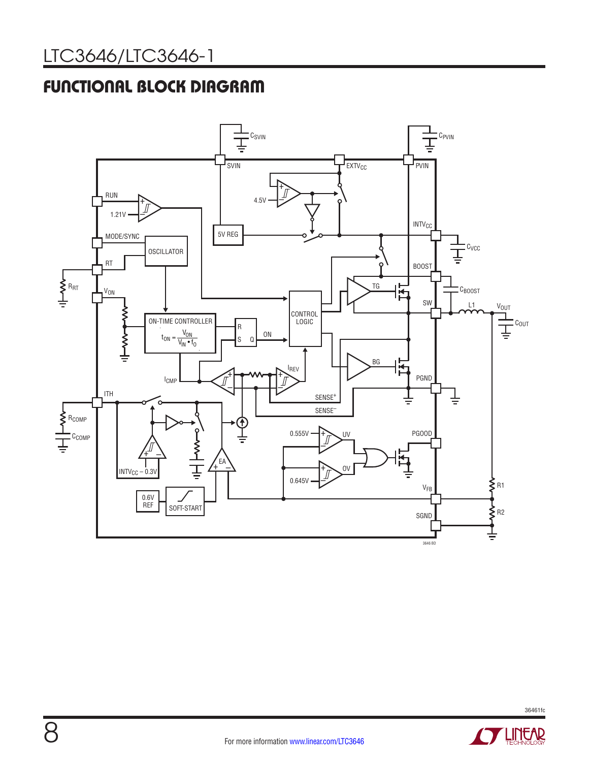## FUNCTIONAL BLOCK DIAGRAM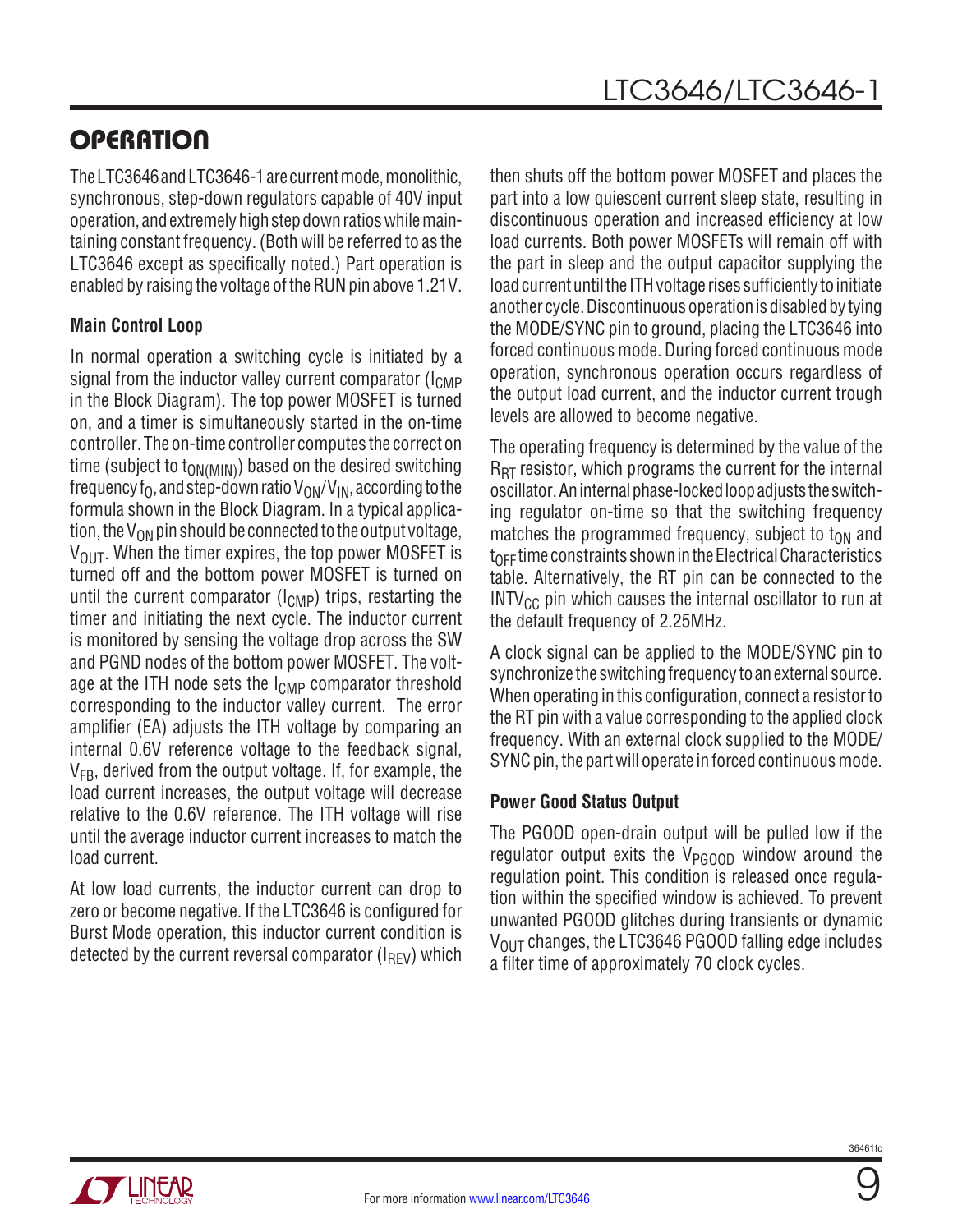# OPERATION

The LTC3646 and LTC3646-1 are current mode, monolithic, synchronous, step-down regulators capable of 40V input operation, and extremely high step down ratios while maintaining constant frequency. (Both will be referred to as the LTC3646 except as specifically noted.) Part operation is enabled by raising the voltage of the RUN pin above 1.21V.

### Main Control Loop

In normal operation a switching cycle is initiated by a signal from the inductor valley current comparator ($I_{CMP}$ in the Block Diagram). The top power MOSFET is turned on, and a timer is simultaneously started in the on-time controller. The on-time controller computes the correct on time (subject to $t_{ON(MIN)}$) based on the desired switching frequency $f_O$, and step-down ratio $V_{ON}/V_{IN}$, according to the formula shown in the Block Diagram. In a typical application, the $V_{ON}$ pin should be connected to the output voltage, $V_{OUT}$. When the timer expires, the top power MOSFET is turned off and the bottom power MOSFET is turned on until the current comparator ($I_{CMP}$) trips, restarting the timer and initiating the next cycle. The inductor current is monitored by sensing the voltage drop across the SW and PGND nodes of the bottom power MOSFET. The voltage at the ITH node sets the $I_{CMP}$ comparator threshold corresponding to the inductor valley current. The error amplifier (EA) adjusts the ITH voltage by comparing an internal 0.6V reference voltage to the feedback signal, $V_{FB}$, derived from the output voltage. If, for example, the load current increases, the output voltage will decrease relative to the 0.6V reference. The ITH voltage will rise until the average inductor current increases to match the load current.

At low load currents, the inductor current can drop to zero or become negative. If the LTC3646 is configured for Burst Mode operation, this inductor current condition is detected by the current reversal comparator ($I_{REV}$) which then shuts off the bottom power MOSFET and places the part into a low quiescent current sleep state, resulting in discontinuous operation and increased efficiency at low load currents. Both power MOSFETs will remain off with the part in sleep and the output capacitor supplying the load current until the ITH voltage rises sufficiently to initiate another cycle. Discontinuous operation is disabled by tying the MODE/SYNC pin to ground, placing the LTC3646 into forced continuous mode. During forced continuous mode operation, synchronous operation occurs regardless of the output load current, and the inductor current trough levels are allowed to become negative.

The operating frequency is determined by the value of the $R_{RT}$ resistor, which programs the current for the internal oscillator. An internal phase-locked loop adjusts the switching regulator on-time so that the switching frequency matches the programmed frequency, subject to $t_{ON}$ and $t_{OFF}$ time constraints shown in the Electrical Characteristics table. Alternatively, the RT pin can be connected to the $INTV_{CC}$ pin which causes the internal oscillator to run at the default frequency of 2.25MHz.

A clock signal can be applied to the MODE/SYNC pin to synchronize the switching frequency to an external source. When operating in this configuration, connect a resistor to the RT pin with a value corresponding to the applied clock frequency. With an external clock supplied to the MODE/SYNC pin, the part will operate in forced continuous mode.

### Power Good Status Output

The PGOOD open-drain output will be pulled low if the regulator output exits the $V_{PGOOD}$ window around the regulation point. This condition is released once regulation within the specified window is achieved. To prevent unwanted PGOOD glitches during transients or dynamic $V_{OUT}$ changes, the LTC3646 PGOOD falling edge includes a filter time of approximately 70 clock cycles.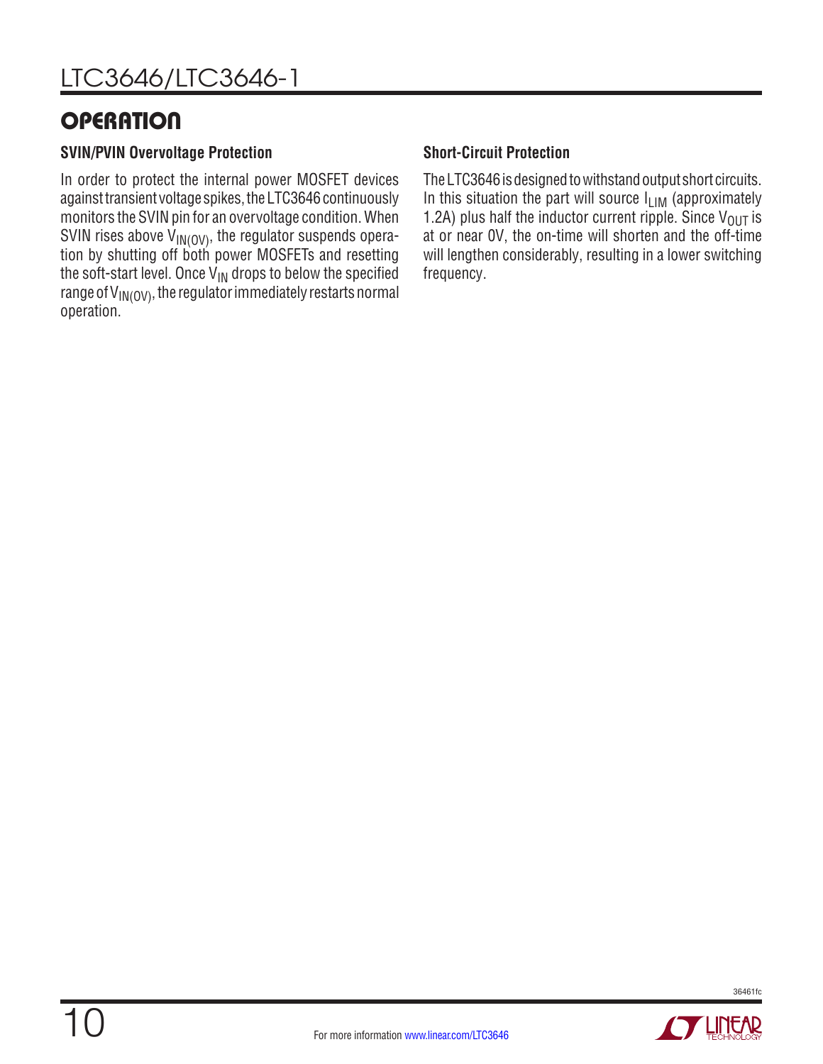## OPERATION

### SVIN/PVIN Overvoltage Protection

In order to protect the internal power MOSFET devices against transient voltage spikes, the LTC3646 continuously monitors the SVIN pin for an overvoltage condition. When SVIN rises above $V_{IN(OV)}$, the regulator suspends operation by shutting off both power MOSFETs and resetting the soft-start level. Once $V_{IN}$ drops to below the specified range of $V_{IN(OV)}$, the regulator immediately restarts normal operation.

### Short-Circuit Protection

The LTC3646 is designed to withstand output short circuits. In this situation the part will source $I_{LIM}$ (approximately 1.2A) plus half the inductor current ripple. Since $V_{OUT}$ is at or near 0V, the on-time will shorten and the off-time will lengthen considerably, resulting in a lower switching frequency.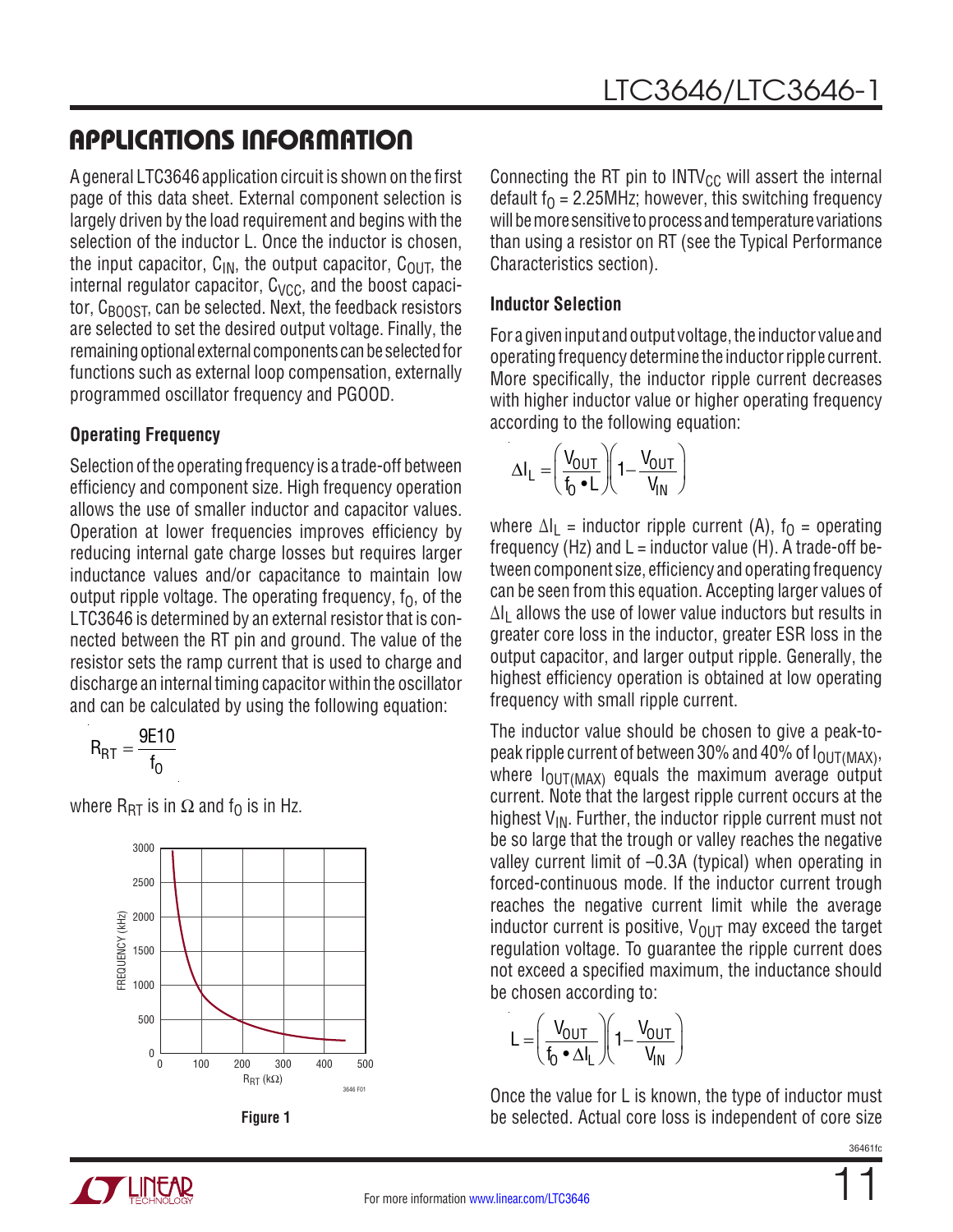## APPLICATIONS INFORMATION

A general LTC3646 application circuit is shown on the first page of this data sheet. External component selection is largely driven by the load requirement and begins with the selection of the inductor L. Once the inductor is chosen, the input capacitor, $C_{IN}$, the output capacitor, $C_{OUT}$, the internal regulator capacitor, $C_{VCC}$, and the boost capacitor, $C_{BOOST}$, can be selected. Next, the feedback resistors are selected to set the desired output voltage. Finally, the remaining optional external components can be selected for functions such as external loop compensation, externally programmed oscillator frequency and PGOOD.

### Operating Frequency

Selection of the operating frequency is a trade-off between efficiency and component size. High frequency operation allows the use of smaller inductor and capacitor values. Operation at lower frequencies improves efficiency by reducing internal gate charge losses but requires larger inductance values and/or capacitance to maintain low output ripple voltage. The operating frequency, $f_O$, of the LTC3646 is determined by an external resistor that is connected between the RT pin and ground. The value of the resistor sets the ramp current that is used to charge and discharge an internal timing capacitor within the oscillator and can be calculated by using the following equation:

$$R_{RT} = \frac{9E10}{f_O}$$

where $R_{RT}$ is in Ω and $f_O$ is in Hz.

Figure 1

Connecting the RT pin to $INTV_{CC}$ will assert the internal default $f_O$ = 2.25MHz; however, this switching frequency will be more sensitive to process and temperature variations than using a resistor on RT (see the Typical Performance Characteristics section).

### Inductor Selection

For a given input and output voltage, the inductor value and operating frequency determine the inductor ripple current. More specifically, the inductor ripple current decreases with higher inductor value or higher operating frequency according to the following equation:

$$\Delta I_L = \left(\frac{V_{OUT}}{f_O \bullet L}\right)\left(1 - \frac{V_{OUT}}{V_{IN}}\right)$$

where $\Delta I_L$ = inductor ripple current (A), $f_O$ = operating frequency (Hz) and L = inductor value (H). A trade-off between component size, efficiency and operating frequency can be seen from this equation. Accepting larger values of $\Delta I_L$ allows the use of lower value inductors but results in greater core loss in the inductor, greater ESR loss in the output capacitor, and larger output ripple. Generally, the highest efficiency operation is obtained at low operating frequency with small ripple current.

The inductor value should be chosen to give a peak-to-peak ripple current of between 30% and 40% of $I_{OUT(MAX)}$, where $I_{OUT(MAX)}$ equals the maximum average output current. Note that the largest ripple current occurs at the highest $V_{IN}$. Further, the inductor ripple current must not be so large that the trough or valley reaches the negative valley current limit of –0.3A (typical) when operating in forced-continuous mode. If the inductor current trough reaches the negative current limit while the average inductor current is positive, $V_{OUT}$ may exceed the target regulation voltage. To guarantee the ripple current does not exceed a specified maximum, the inductance should be chosen according to:

$$L = \left(\frac{V_{OUT}}{f_O \bullet \Delta I_L}\right)\left(1 - \frac{V_{OUT}}{V_{IN}}\right)$$

Once the value for L is known, the type of inductor must be selected. Actual core loss is independent of core size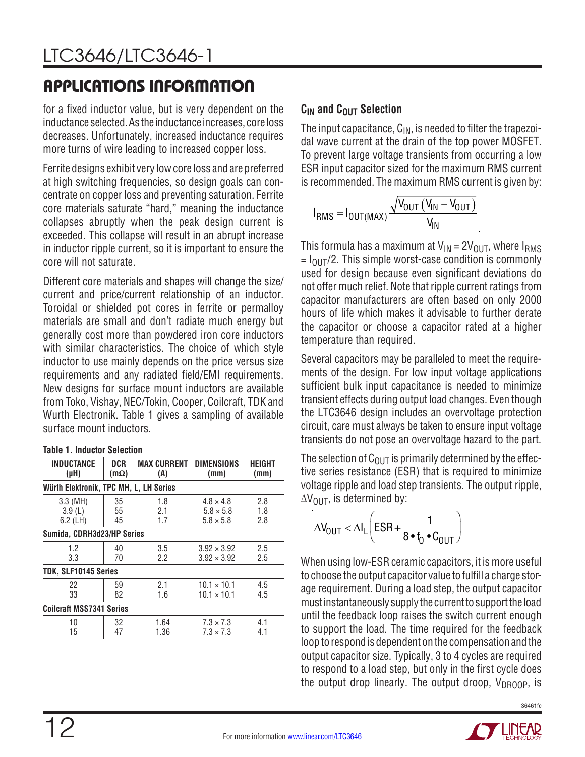## APPLICATIONS INFORMATION

for a fixed inductor value, but is very dependent on the inductance selected. As the inductance increases, core loss decreases. Unfortunately, increased inductance requires more turns of wire leading to increased copper loss.

Ferrite designs exhibit very low core loss and are preferred at high switching frequencies, so design goals can concentrate on copper loss and preventing saturation. Ferrite core materials saturate "hard," meaning the inductance collapses abruptly when the peak design current is exceeded. This collapse will result in an abrupt increase in inductor ripple current, so it is important to ensure the core will not saturate.

Different core materials and shapes will change the size/current and price/current relationship of an inductor. Toroidal or shielded pot cores in ferrite or permalloy materials are small and don't radiate much energy but generally cost more than powdered iron core inductors with similar characteristics. The choice of which style inductor to use mainly depends on the price versus size requirements and any radiated field/EMI requirements. New designs for surface mount inductors are available from Toko, Vishay, NEC/Tokin, Cooper, Coilcraft, TDK and Wurth Electronik. Table 1 gives a sampling of available surface mount inductors.

**Table 1. Inductor Selection**

| INDUCTANCE (µH) | DCR (mΩ) | MAX CURRENT (A) | DIMENSIONS (mm) | HEIGHT (mm) |
|---|---|---|---|---|
| **Würth Elektronik, TPC MH, L, LH Series** | | | | |
| 3.3 (MH) | 35 | 1.8 | 4.8 × 4.8 | 2.8 |
| 3.9 (L) | 55 | 2.1 | 5.8 × 5.8 | 1.8 |
| 6.2 (LH) | 45 | 1.7 | 5.8 × 5.8 | 2.8 |
| **Sumida, CDRH3d23/HP Series** | | | | |
| 1.2 | 40 | 3.5 | 3.92 × 3.92 | 2.5 |
| 3.3 | 70 | 2.2 | 3.92 × 3.92 | 2.5 |
| **TDK, SLF10145 Series** | | | | |
| 22 | 59 | 2.1 | 10.1 × 10.1 | 4.5 |
| 33 | 82 | 1.6 | 10.1 × 10.1 | 4.5 |
| **Coilcraft MSS7341 Series** | | | | |
| 10 | 32 | 1.64 | 7.3 × 7.3 | 4.1 |
| 15 | 47 | 1.36 | 7.3 × 7.3 | 4.1 |

### $C_{IN}$ and $C_{OUT}$ Selection

The input capacitance, $C_{IN}$, is needed to filter the trapezoidal wave current at the drain of the top power MOSFET. To prevent large voltage transients from occurring a low ESR input capacitor sized for the maximum RMS current is recommended. The maximum RMS current is given by:

$$I_{RMS} = I_{OUT(MAX)} \frac{\sqrt{V_{OUT}(V_{IN} - V_{OUT})}}{V_{IN}}$$

This formula has a maximum at $V_{IN} = 2V_{OUT}$, where $I_{RMS} = I_{OUT}/2$. This simple worst-case condition is commonly used for design because even significant deviations do not offer much relief. Note that ripple current ratings from capacitor manufacturers are often based on only 2000 hours of life which makes it advisable to further derate the capacitor or choose a capacitor rated at a higher temperature than required.

Several capacitors may be paralleled to meet the requirements of the design. For low input voltage applications sufficient bulk input capacitance is needed to minimize transient effects during output load changes. Even though the LTC3646 design includes an overvoltage protection circuit, care must always be taken to ensure input voltage transients do not pose an overvoltage hazard to the part.

The selection of $C_{OUT}$ is primarily determined by the effective series resistance (ESR) that is required to minimize voltage ripple and load step transients. The output ripple, $\Delta V_{OUT}$, is determined by:

$$\Delta V_{OUT} < \Delta I_L \left( ESR + \frac{1}{8 \bullet f_0 \bullet C_{OUT}} \right)$$

When using low-ESR ceramic capacitors, it is more useful to choose the output capacitor value to fulfill a charge storage requirement. During a load step, the output capacitor must instantaneously supply the current to support the load until the feedback loop raises the switch current enough to support the load. The time required for the feedback loop to respond is dependent on the compensation and the output capacitor size. Typically, 3 to 4 cycles are required to respond to a load step, but only in the first cycle does the output drop linearly. The output droop, $V_{DROOP}$, is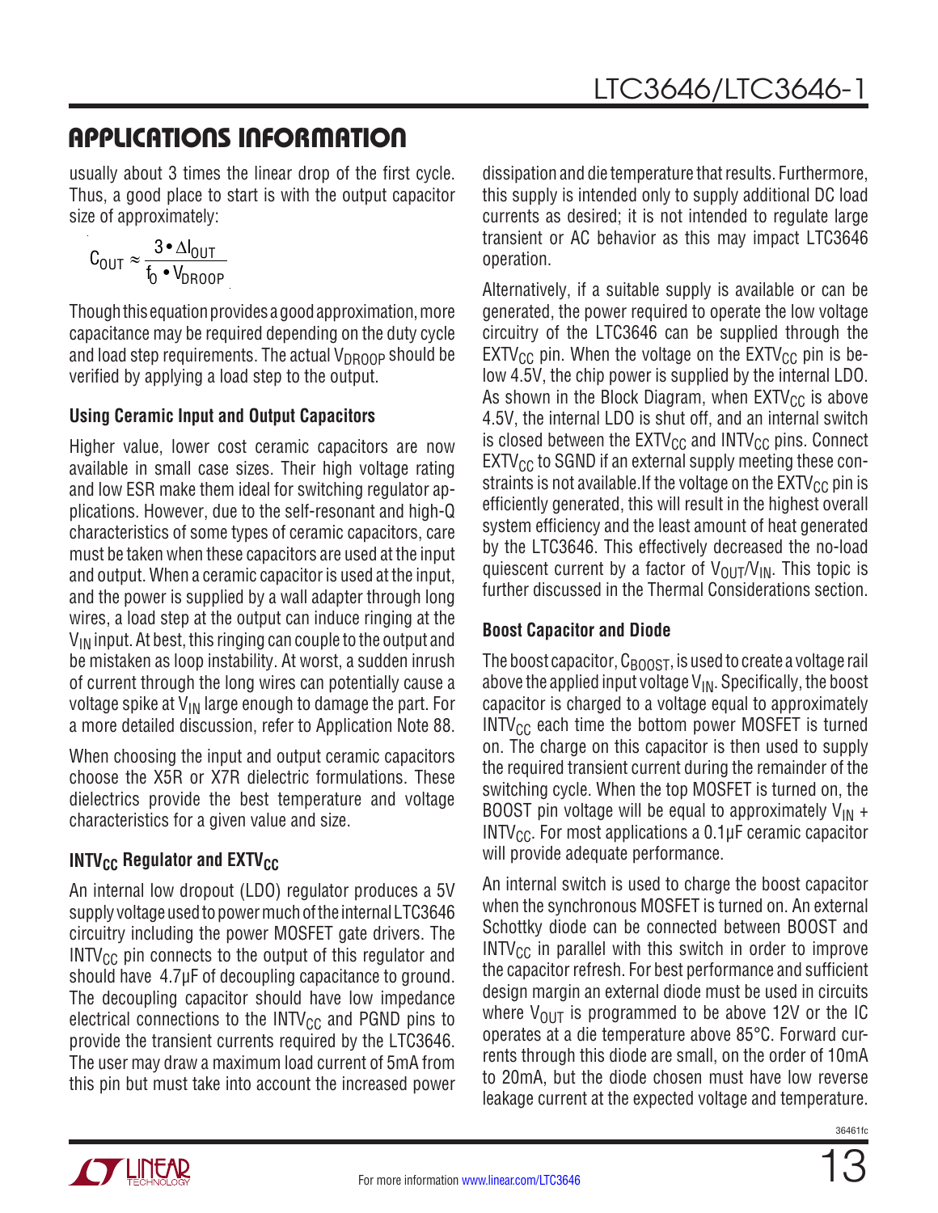## APPLICATIONS INFORMATION

usually about 3 times the linear drop of the first cycle. Thus, a good place to start is with the output capacitor size of approximately:

$$C_{OUT} \approx \frac{3 \bullet \Delta I_{OUT}}{f_0 \bullet V_{DROOP}}$$

Though this equation provides a good approximation, more capacitance may be required depending on the duty cycle and load step requirements. The actual $V_{DROOP}$ should be verified by applying a load step to the output.

### Using Ceramic Input and Output Capacitors

Higher value, lower cost ceramic capacitors are now available in small case sizes. Their high voltage rating and low ESR make them ideal for switching regulator applications. However, due to the self-resonant and high-Q characteristics of some types of ceramic capacitors, care must be taken when these capacitors are used at the input and output. When a ceramic capacitor is used at the input, and the power is supplied by a wall adapter through long wires, a load step at the output can induce ringing at the $V_{IN}$ input. At best, this ringing can couple to the output and be mistaken as loop instability. At worst, a sudden inrush of current through the long wires can potentially cause a voltage spike at $V_{IN}$ large enough to damage the part. For a more detailed discussion, refer to Application Note 88.

When choosing the input and output ceramic capacitors choose the X5R or X7R dielectric formulations. These dielectrics provide the best temperature and voltage characteristics for a given value and size.

### $INTV_{CC}$ Regulator and $EXTV_{CC}$

An internal low dropout (LDO) regulator produces a 5V supply voltage used to power much of the internal LTC3646 circuitry including the power MOSFET gate drivers. The $INTV_{CC}$ pin connects to the output of this regulator and should have 4.7µF of decoupling capacitance to ground. The decoupling capacitor should have low impedance electrical connections to the $INTV_{CC}$ and PGND pins to provide the transient currents required by the LTC3646. The user may draw a maximum load current of 5mA from this pin but must take into account the increased power dissipation and die temperature that results. Furthermore, this supply is intended only to supply additional DC load currents as desired; it is not intended to regulate large transient or AC behavior as this may impact LTC3646 operation.

Alternatively, if a suitable supply is available or can be generated, the power required to operate the low voltage circuitry of the LTC3646 can be supplied through the $EXTV_{CC}$ pin. When the voltage on the $EXTV_{CC}$ pin is below 4.5V, the chip power is supplied by the internal LDO. As shown in the Block Diagram, when $EXTV_{CC}$ is above 4.5V, the internal LDO is shut off, and an internal switch is closed between the $EXTV_{CC}$ and $INTV_{CC}$ pins. Connect $EXTV_{CC}$ to SGND if an external supply meeting these constraints is not available.If the voltage on the $EXTV_{CC}$ pin is efficiently generated, this will result in the highest overall system efficiency and the least amount of heat generated by the LTC3646. This effectively decreased the no-load quiescent current by a factor of $V_{OUT}/V_{IN}$. This topic is further discussed in the Thermal Considerations section.

### Boost Capacitor and Diode

The boost capacitor, $C_{BOOST}$, is used to create a voltage rail above the applied input voltage $V_{IN}$. Specifically, the boost capacitor is charged to a voltage equal to approximately $INTV_{CC}$ each time the bottom power MOSFET is turned on. The charge on this capacitor is then used to supply the required transient current during the remainder of the switching cycle. When the top MOSFET is turned on, the BOOST pin voltage will be equal to approximately $V_{IN}$ + $INTV_{CC}$. For most applications a 0.1µF ceramic capacitor will provide adequate performance.

An internal switch is used to charge the boost capacitor when the synchronous MOSFET is turned on. An external Schottky diode can be connected between BOOST and $INTV_{CC}$ in parallel with this switch in order to improve the capacitor refresh. For best performance and sufficient design margin an external diode must be used in circuits where $V_{OUT}$ is programmed to be above 12V or the IC operates at a die temperature above 85°C. Forward currents through this diode are small, on the order of 10mA to 20mA, but the diode chosen must have low reverse leakage current at the expected voltage and temperature.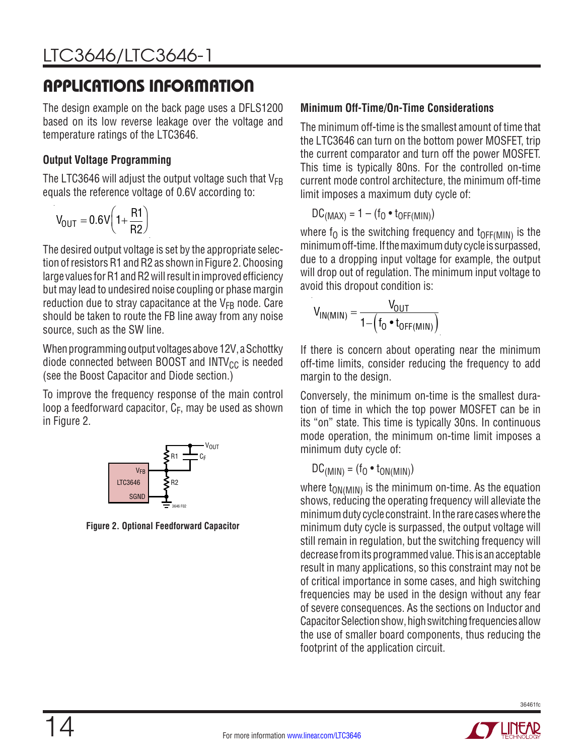## APPLICATIONS INFORMATION

The design example on the back page uses a DFLS1200 based on its low reverse leakage over the voltage and temperature ratings of the LTC3646.

### Output Voltage Programming

The LTC3646 will adjust the output voltage such that $V_{FB}$ equals the reference voltage of 0.6V according to:

$$V_{OUT} = 0.6V\left(1+\frac{R1}{R2}\right)$$

The desired output voltage is set by the appropriate selection of resistors R1 and R2 as shown in Figure 2. Choosing large values for R1 and R2 will result in improved efficiency but may lead to undesired noise coupling or phase margin reduction due to stray capacitance at the $V_{FB}$ node. Care should be taken to route the FB line away from any noise source, such as the SW line.

When programming output voltages above 12V, a Schottky diode connected between BOOST and $INTV_{CC}$ is needed (see the Boost Capacitor and Diode section.)

To improve the frequency response of the main control loop a feedforward capacitor, $C_F$, may be used as shown in Figure 2.

Figure 2. Optional Feedforward Capacitor

### Minimum Off-Time/On-Time Considerations

The minimum off-time is the smallest amount of time that the LTC3646 can turn on the bottom power MOSFET, trip the current comparator and turn off the power MOSFET. This time is typically 80ns. For the controlled on-time current mode control architecture, the minimum off-time limit imposes a maximum duty cycle of:

$$DC_{(MAX)} = 1 - (f_O \cdot t_{OFF(MIN)})$$

where $f_O$ is the switching frequency and $t_{OFF(MIN)}$ is the minimum off-time. If the maximum duty cycle is surpassed, due to a dropping input voltage for example, the output will drop out of regulation. The minimum input voltage to avoid this dropout condition is:

$$V_{IN(MIN)} = \frac{V_{OUT}}{1-\left(f_O \cdot t_{OFF(MIN)}\right)}$$

If there is concern about operating near the minimum off-time limits, consider reducing the frequency to add margin to the design.

Conversely, the minimum on-time is the smallest duration of time in which the top power MOSFET can be in its "on" state. This time is typically 30ns. In continuous mode operation, the minimum on-time limit imposes a minimum duty cycle of:

$$DC_{(MIN)} = (f_O \cdot t_{ON(MIN)})$$

where $t_{ON(MIN)}$ is the minimum on-time. As the equation shows, reducing the operating frequency will alleviate the minimum duty cycle constraint. In the rare cases where the minimum duty cycle is surpassed, the output voltage will still remain in regulation, but the switching frequency will decrease from its programmed value. This is an acceptable result in many applications, so this constraint may not be of critical importance in some cases, and high switching frequencies may be used in the design without any fear of severe consequences. As the sections on Inductor and Capacitor Selection show, high switching frequencies allow the use of smaller board components, thus reducing the footprint of the application circuit.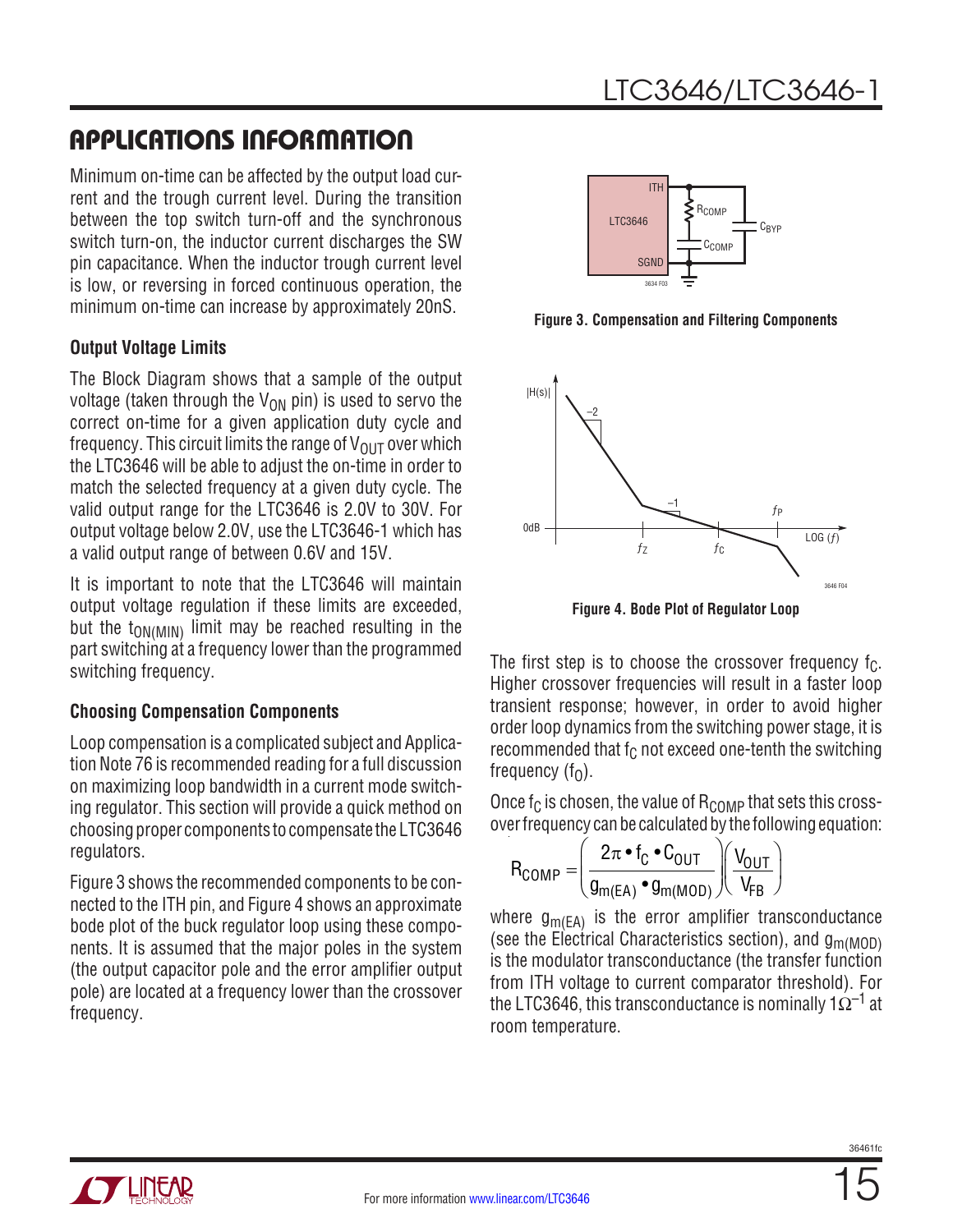## APPLICATIONS INFORMATION

Minimum on-time can be affected by the output load current and the trough current level. During the transition between the top switch turn-off and the synchronous switch turn-on, the inductor current discharges the SW pin capacitance. When the inductor trough current level is low, or reversing in forced continuous operation, the minimum on-time can increase by approximately 20nS.

### Output Voltage Limits

The Block Diagram shows that a sample of the output voltage (taken through the $V_{ON}$ pin) is used to servo the correct on-time for a given application duty cycle and frequency. This circuit limits the range of $V_{OUT}$ over which the LTC3646 will be able to adjust the on-time in order to match the selected frequency at a given duty cycle. The valid output range for the LTC3646 is 2.0V to 30V. For output voltage below 2.0V, use the LTC3646-1 which has a valid output range of between 0.6V and 15V.

It is important to note that the LTC3646 will maintain output voltage regulation if these limits are exceeded, but the $t_{ON(MIN)}$ limit may be reached resulting in the part switching at a frequency lower than the programmed switching frequency.

### Choosing Compensation Components

Loop compensation is a complicated subject and Application Note 76 is recommended reading for a full discussion on maximizing loop bandwidth in a current mode switching regulator. This section will provide a quick method on choosing proper components to compensate the LTC3646 regulators.

Figure 3 shows the recommended components to be connected to the ITH pin, and Figure 4 shows an approximate bode plot of the buck regulator loop using these components. It is assumed that the major poles in the system (the output capacitor pole and the error amplifier output pole) are located at a frequency lower than the crossover frequency.

**Figure 3. Compensation and Filtering Components**

**Figure 4. Bode Plot of Regulator Loop**

The first step is to choose the crossover frequency $f_C$. Higher crossover frequencies will result in a faster loop transient response; however, in order to avoid higher order loop dynamics from the switching power stage, it is recommended that $f_C$ not exceed one-tenth the switching frequency ($f_O$).

Once $f_C$ is chosen, the value of $R_{COMP}$ that sets this crossover frequency can be calculated by the following equation:

$$R_{COMP} = \left( \frac{2\pi \cdot f_C \cdot C_{OUT}}{g_{m(EA)} \cdot g_{m(MOD)}} \right) \left( \frac{V_{OUT}}{V_{FB}} \right)$$

where $g_{m(EA)}$ is the error amplifier transconductance (see the Electrical Characteristics section), and $g_{m(MOD)}$ is the modulator transconductance (the transfer function from ITH voltage to current comparator threshold). For the LTC3646, this transconductance is nominally $1\Omega^{-1}$ at room temperature.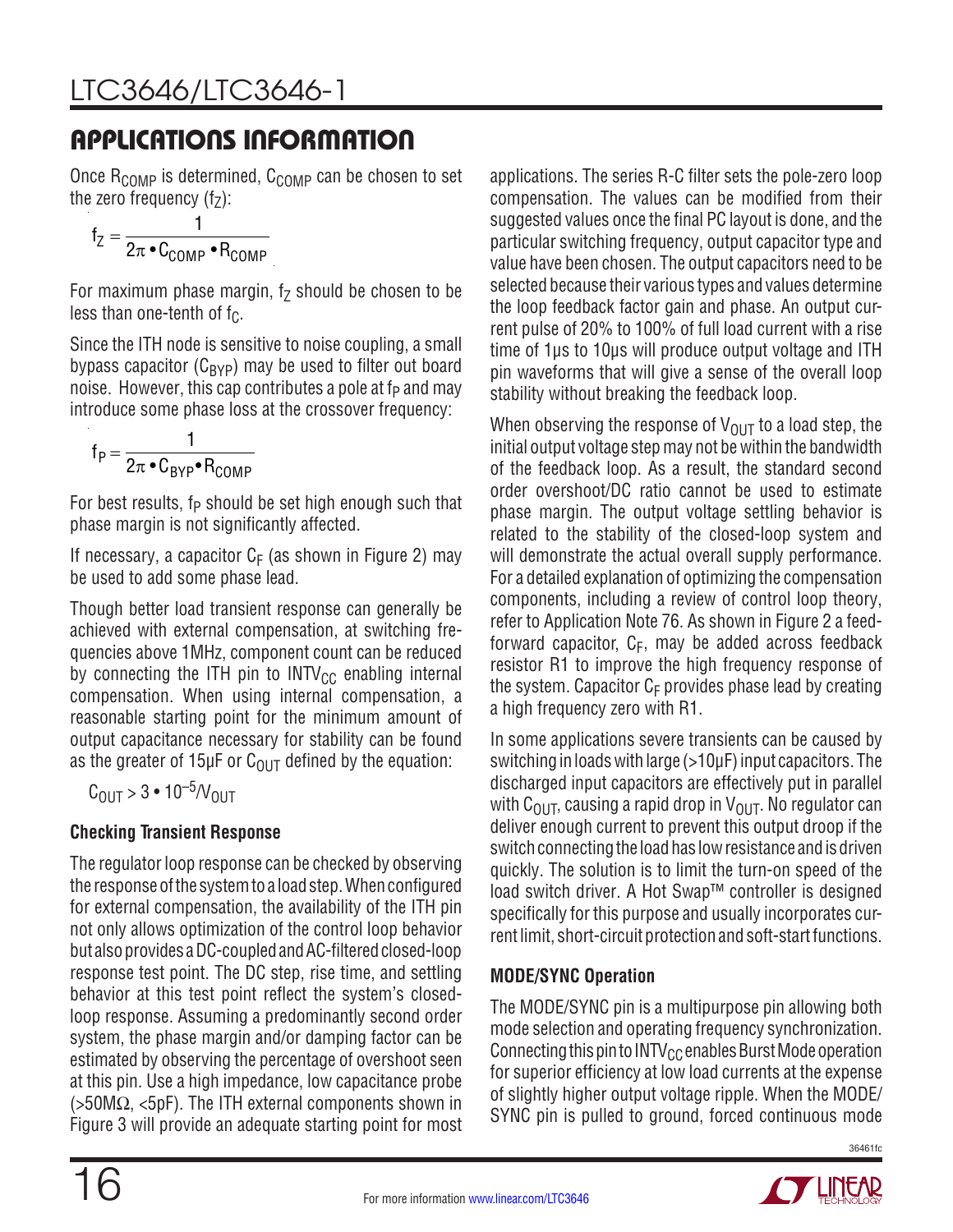## APPLICATIONS INFORMATION

Once $R_{COMP}$ is determined, $C_{COMP}$ can be chosen to set the zero frequency ($f_Z$):

$$f_Z = \frac{1}{2\pi \bullet C_{COMP} \bullet R_{COMP}}$$

For maximum phase margin, $f_Z$ should be chosen to be less than one-tenth of $f_C$.

Since the ITH node is sensitive to noise coupling, a small bypass capacitor ($C_{BYP}$) may be used to filter out board noise. However, this cap contributes a pole at $f_P$ and may introduce some phase loss at the crossover frequency:

$$f_P = \frac{1}{2\pi \bullet C_{BYP} \bullet R_{COMP}}$$

For best results, $f_P$ should be set high enough such that phase margin is not significantly affected.

If necessary, a capacitor $C_F$ (as shown in Figure 2) may be used to add some phase lead.

Though better load transient response can generally be achieved with external compensation, at switching frequencies above 1MHz, component count can be reduced by connecting the ITH pin to $INTV_{CC}$ enabling internal compensation. When using internal compensation, a reasonable starting point for the minimum amount of output capacitance necessary for stability can be found as the greater of 15µF or $C_{OUT}$ defined by the equation:

$$C_{OUT} > 3 \bullet 10^{-5}/V_{OUT}$$

### Checking Transient Response

The regulator loop response can be checked by observing the response of the system to a load step. When configured for external compensation, the availability of the ITH pin not only allows optimization of the control loop behavior but also provides a DC-coupled and AC-filtered closed-loop response test point. The DC step, rise time, and settling behavior at this test point reflect the system's closed-loop response. Assuming a predominantly second order system, the phase margin and/or damping factor can be estimated by observing the percentage of overshoot seen at this pin. Use a high impedance, low capacitance probe (>50MΩ, <5pF). The ITH external components shown in Figure 3 will provide an adequate starting point for most applications. The series R-C filter sets the pole-zero loop compensation. The values can be modified from their suggested values once the final PC layout is done, and the particular switching frequency, output capacitor type and value have been chosen. The output capacitors need to be selected because their various types and values determine the loop feedback factor gain and phase. An output current pulse of 20% to 100% of full load current with a rise time of 1µs to 10µs will produce output voltage and ITH pin waveforms that will give a sense of the overall loop stability without breaking the feedback loop.

When observing the response of $V_{OUT}$ to a load step, the initial output voltage step may not be within the bandwidth of the feedback loop. As a result, the standard second order overshoot/DC ratio cannot be used to estimate phase margin. The output voltage settling behavior is related to the stability of the closed-loop system and will demonstrate the actual overall supply performance. For a detailed explanation of optimizing the compensation components, including a review of control loop theory, refer to Application Note 76. As shown in Figure 2 a feedforward capacitor, $C_F$, may be added across feedback resistor R1 to improve the high frequency response of the system. Capacitor $C_F$ provides phase lead by creating a high frequency zero with R1.

In some applications severe transients can be caused by switching in loads with large (>10µF) input capacitors. The discharged input capacitors are effectively put in parallel with $C_{OUT}$, causing a rapid drop in $V_{OUT}$. No regulator can deliver enough current to prevent this output droop if the switch connecting the load has low resistance and is driven quickly. The solution is to limit the turn-on speed of the load switch driver. A Hot Swap™ controller is designed specifically for this purpose and usually incorporates current limit, short-circuit protection and soft-start functions.

### MODE/SYNC Operation

The MODE/SYNC pin is a multipurpose pin allowing both mode selection and operating frequency synchronization. Connecting this pin to $INTV_{CC}$ enables Burst Mode operation for superior efficiency at low load currents at the expense of slightly higher output voltage ripple. When the MODE/SYNC pin is pulled to ground, forced continuous mode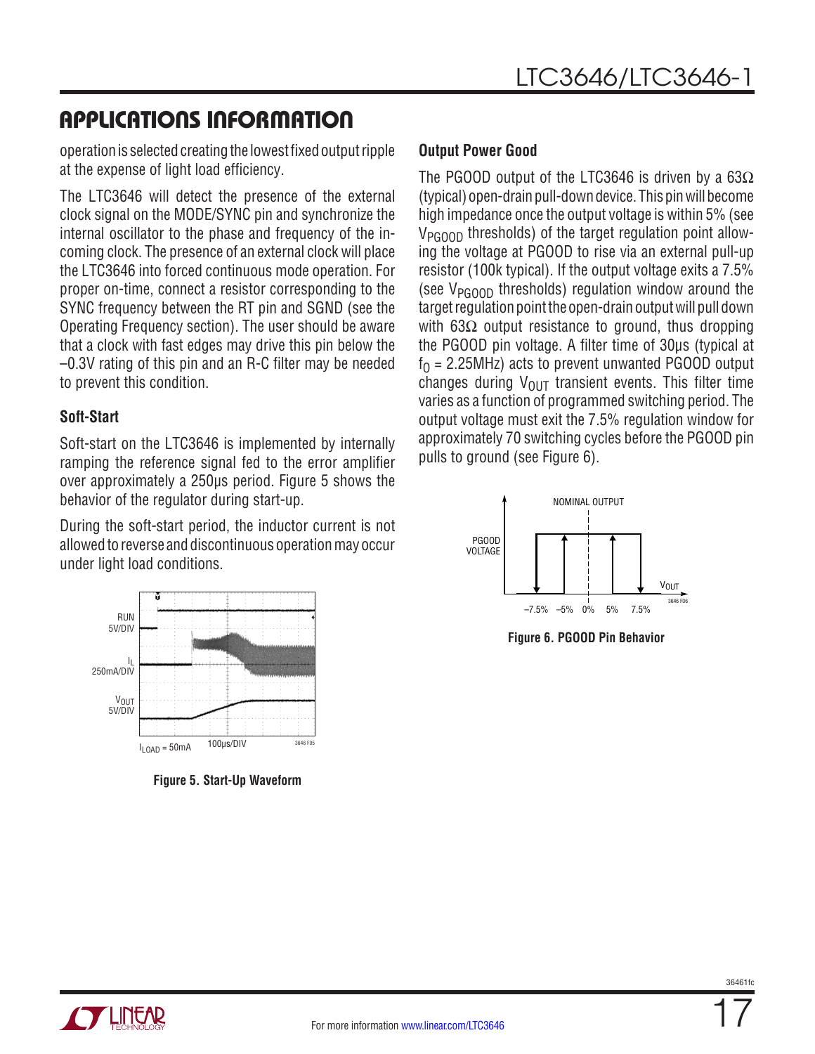## APPLICATIONS INFORMATION

operation is selected creating the lowest fixed output ripple at the expense of light load efficiency.

The LTC3646 will detect the presence of the external clock signal on the MODE/SYNC pin and synchronize the internal oscillator to the phase and frequency of the incoming clock. The presence of an external clock will place the LTC3646 into forced continuous mode operation. For proper on-time, connect a resistor corresponding to the SYNC frequency between the RT pin and SGND (see the Operating Frequency section). The user should be aware that a clock with fast edges may drive this pin below the –0.3V rating of this pin and an R-C filter may be needed to prevent this condition.

### Soft-Start

Soft-start on the LTC3646 is implemented by internally ramping the reference signal fed to the error amplifier over approximately a 250µs period. Figure 5 shows the behavior of the regulator during start-up.

During the soft-start period, the inductor current is not allowed to reverse and discontinuous operation may occur under light load conditions.

**Figure 5. Start-Up Waveform**

### Output Power Good

The PGOOD output of the LTC3646 is driven by a 63Ω (typical) open-drain pull-down device. This pin will become high impedance once the output voltage is within 5% (see $V_{PGOOD}$ thresholds) of the target regulation point allowing the voltage at PGOOD to rise via an external pull-up resistor (100k typical). If the output voltage exits a 7.5% (see $V_{PGOOD}$ thresholds) regulation window around the target regulation point the open-drain output will pull down with 63Ω output resistance to ground, thus dropping the PGOOD pin voltage. A filter time of 30µs (typical at $f_O$ = 2.25MHz) acts to prevent unwanted PGOOD output changes during $V_{OUT}$ transient events. This filter time varies as a function of programmed switching period. The output voltage must exit the 7.5% regulation window for approximately 70 switching cycles before the PGOOD pin pulls to ground (see Figure 6).

**Figure 6. PGOOD Pin Behavior**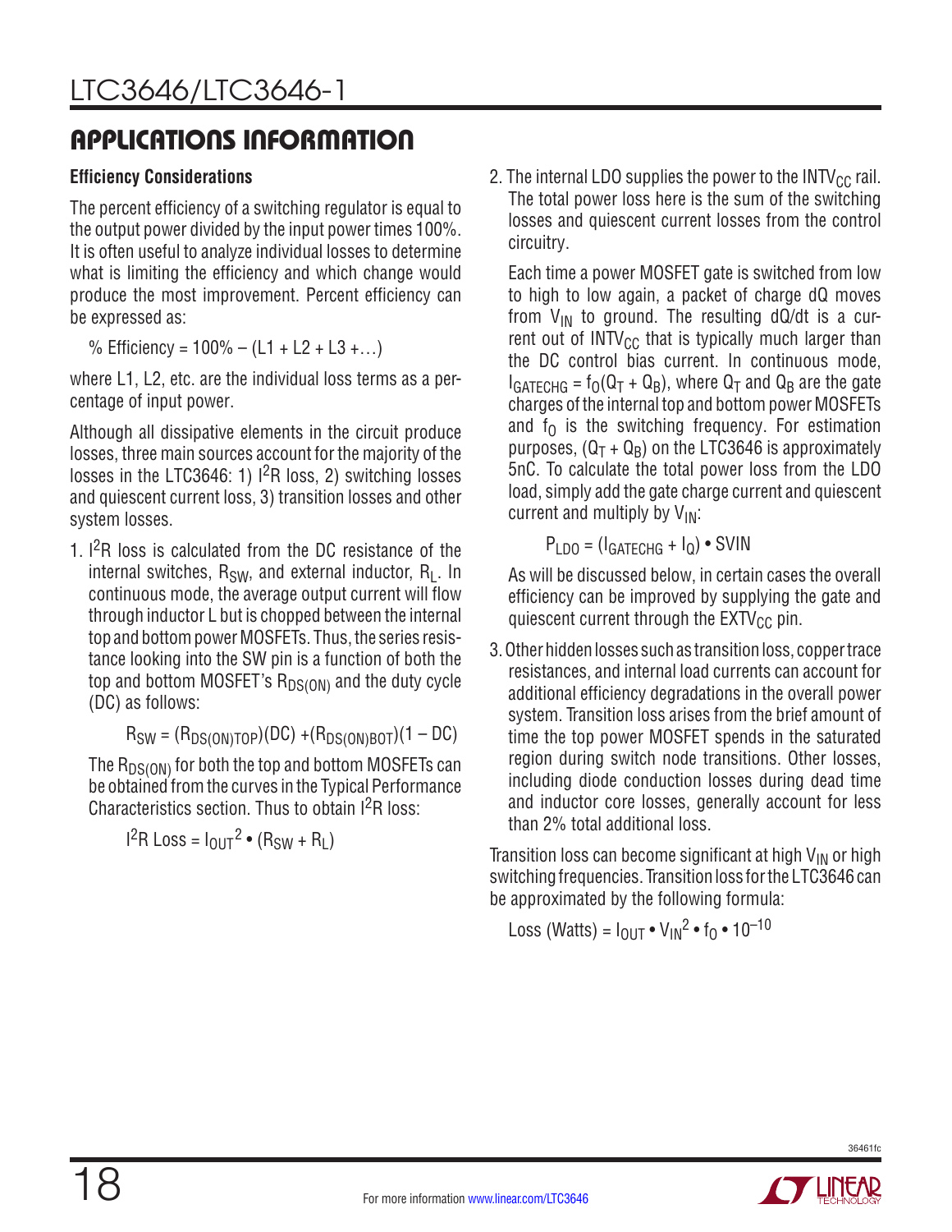## APPLICATIONS INFORMATION

### Efficiency Considerations

The percent efficiency of a switching regulator is equal to the output power divided by the input power times 100%. It is often useful to analyze individual losses to determine what is limiting the efficiency and which change would produce the most improvement. Percent efficiency can be expressed as:

$$\% \text{ Efficiency} = 100\% - (L1 + L2 + L3 + \ldots)$$

where L1, L2, etc. are the individual loss terms as a percentage of input power.

Although all dissipative elements in the circuit produce losses, three main sources account for the majority of the losses in the LTC3646: 1) $I^2R$ loss, 2) switching losses and quiescent current loss, 3) transition losses and other system losses.

1. $I^2R$ loss is calculated from the DC resistance of the internal switches, $R_{SW}$, and external inductor, $R_L$. In continuous mode, the average output current will flow through inductor L but is chopped between the internal top and bottom power MOSFETs. Thus, the series resistance looking into the SW pin is a function of both the top and bottom MOSFET's $R_{DS(ON)}$ and the duty cycle (DC) as follows:

   $$R_{SW} = (R_{DS(ON)TOP})(DC) + (R_{DS(ON)BOT})(1 - DC)$$

   The $R_{DS(ON)}$ for both the top and bottom MOSFETs can be obtained from the curves in the Typical Performance Characteristics section. Thus to obtain $I^2R$ loss:

   $$I^2R \text{ Loss} = I_{OUT}^2 \bullet (R_{SW} + R_L)$$

2. The internal LDO supplies the power to the $INTV_{CC}$ rail. The total power loss here is the sum of the switching losses and quiescent current losses from the control circuitry.

   Each time a power MOSFET gate is switched from low to high to low again, a packet of charge dQ moves from $V_{IN}$ to ground. The resulting dQ/dt is a current out of $INTV_{CC}$ that is typically much larger than the DC control bias current. In continuous mode, $I_{GATECHG} = f_O(Q_T + Q_B)$, where $Q_T$ and $Q_B$ are the gate charges of the internal top and bottom power MOSFETs and $f_O$ is the switching frequency. For estimation purposes, $(Q_T + Q_B)$ on the LTC3646 is approximately 5nC. To calculate the total power loss from the LDO load, simply add the gate charge current and quiescent current and multiply by $V_{IN}$:

   $$P_{LDO} = (I_{GATECHG} + I_Q) \bullet SVIN$$

   As will be discussed below, in certain cases the overall efficiency can be improved by supplying the gate and quiescent current through the $EXTV_{CC}$ pin.

3. Other hidden losses such as transition loss, copper trace resistances, and internal load currents can account for additional efficiency degradations in the overall power system. Transition loss arises from the brief amount of time the top power MOSFET spends in the saturated region during switch node transitions. Other losses, including diode conduction losses during dead time and inductor core losses, generally account for less than 2% total additional loss.

Transition loss can become significant at high $V_{IN}$ or high switching frequencies. Transition loss for the LTC3646 can be approximated by the following formula:

$$\text{Loss (Watts)} = I_{OUT} \bullet V_{IN}^2 \bullet f_O \bullet 10^{-10}$$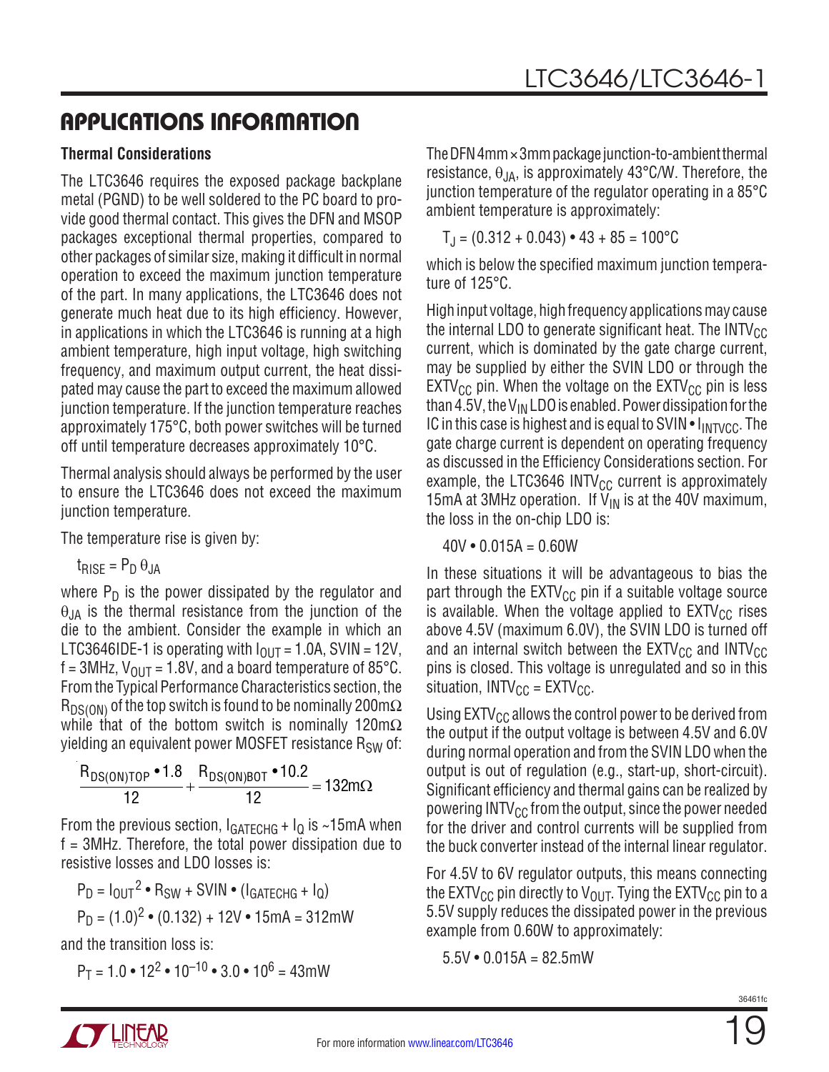## APPLICATIONS INFORMATION

### Thermal Considerations

The LTC3646 requires the exposed package backplane metal (PGND) to be well soldered to the PC board to provide good thermal contact. This gives the DFN and MSOP packages exceptional thermal properties, compared to other packages of similar size, making it difficult in normal operation to exceed the maximum junction temperature of the part. In many applications, the LTC3646 does not generate much heat due to its high efficiency. However, in applications in which the LTC3646 is running at a high ambient temperature, high input voltage, high switching frequency, and maximum output current, the heat dissipated may cause the part to exceed the maximum allowed junction temperature. If the junction temperature reaches approximately 175°C, both power switches will be turned off until temperature decreases approximately 10°C.

Thermal analysis should always be performed by the user to ensure the LTC3646 does not exceed the maximum junction temperature.

The temperature rise is given by:

$$t_{RISE} = P_D \, \theta_{JA}$$

where $P_D$ is the power dissipated by the regulator and $\theta_{JA}$ is the thermal resistance from the junction of the die to the ambient. Consider the example in which an LTC3646IDE-1 is operating with $I_{OUT} = 1.0A$, SVIN = 12V, f = 3MHz, $V_{OUT} = 1.8V$, and a board temperature of 85°C. From the Typical Performance Characteristics section, the $R_{DS(ON)}$ of the top switch is found to be nominally 200mΩ while that of the bottom switch is nominally 120mΩ yielding an equivalent power MOSFET resistance $R_{SW}$ of:

$$\frac{R_{DS(ON)TOP} \cdot 1.8}{12} + \frac{R_{DS(ON)BOT} \cdot 10.2}{12} = 132m\Omega$$

From the previous section, $I_{GATECHG} + I_Q$ is ~15mA when f = 3MHz. Therefore, the total power dissipation due to resistive losses and LDO losses is:

$$P_D = I_{OUT}^2 \cdot R_{SW} + SVIN \cdot (I_{GATECHG} + I_Q)$$

$$P_D = (1.0)^2 \cdot (0.132) + 12V \cdot 15mA = 312mW$$

and the transition loss is:

$$P_T = 1.0 \cdot 12^2 \cdot 10^{-10} \cdot 3.0 \cdot 10^6 = 43mW$$

The DFN 4mm × 3mm package junction-to-ambient thermal resistance, $\theta_{JA}$, is approximately 43°C/W. Therefore, the junction temperature of the regulator operating in a 85°C ambient temperature is approximately:

$$T_J = (0.312 + 0.043) \cdot 43 + 85 = 100°C$$

which is below the specified maximum junction temperature of 125°C.

High input voltage, high frequency applications may cause the internal LDO to generate significant heat. The $INTV_{CC}$ current, which is dominated by the gate charge current, may be supplied by either the SVIN LDO or through the $EXTV_{CC}$ pin. When the voltage on the $EXTV_{CC}$ pin is less than 4.5V, the $V_{IN}$ LDO is enabled. Power dissipation for the IC in this case is highest and is equal to SVIN • $I_{INTVCC}$. The gate charge current is dependent on operating frequency as discussed in the Efficiency Considerations section. For example, the LTC3646 $INTV_{CC}$ current is approximately 15mA at 3MHz operation. If $V_{IN}$ is at the 40V maximum, the loss in the on-chip LDO is:

$$40V \cdot 0.015A = 0.60W$$

In these situations it will be advantageous to bias the part through the $EXTV_{CC}$ pin if a suitable voltage source is available. When the voltage applied to $EXTV_{CC}$ rises above 4.5V (maximum 6.0V), the SVIN LDO is turned off and an internal switch between the $EXTV_{CC}$ and $INTV_{CC}$ pins is closed. This voltage is unregulated and so in this situation, $INTV_{CC} = EXTV_{CC}$.

Using $EXTV_{CC}$ allows the control power to be derived from the output if the output voltage is between 4.5V and 6.0V during normal operation and from the SVIN LDO when the output is out of regulation (e.g., start-up, short-circuit). Significant efficiency and thermal gains can be realized by powering $INTV_{CC}$ from the output, since the power needed for the driver and control currents will be supplied from the buck converter instead of the internal linear regulator.

For 4.5V to 6V regulator outputs, this means connecting the $EXTV_{CC}$ pin directly to $V_{OUT}$. Tying the $EXTV_{CC}$ pin to a 5.5V supply reduces the dissipated power in the previous example from 0.60W to approximately:

$$5.5V \cdot 0.015A = 82.5mW$$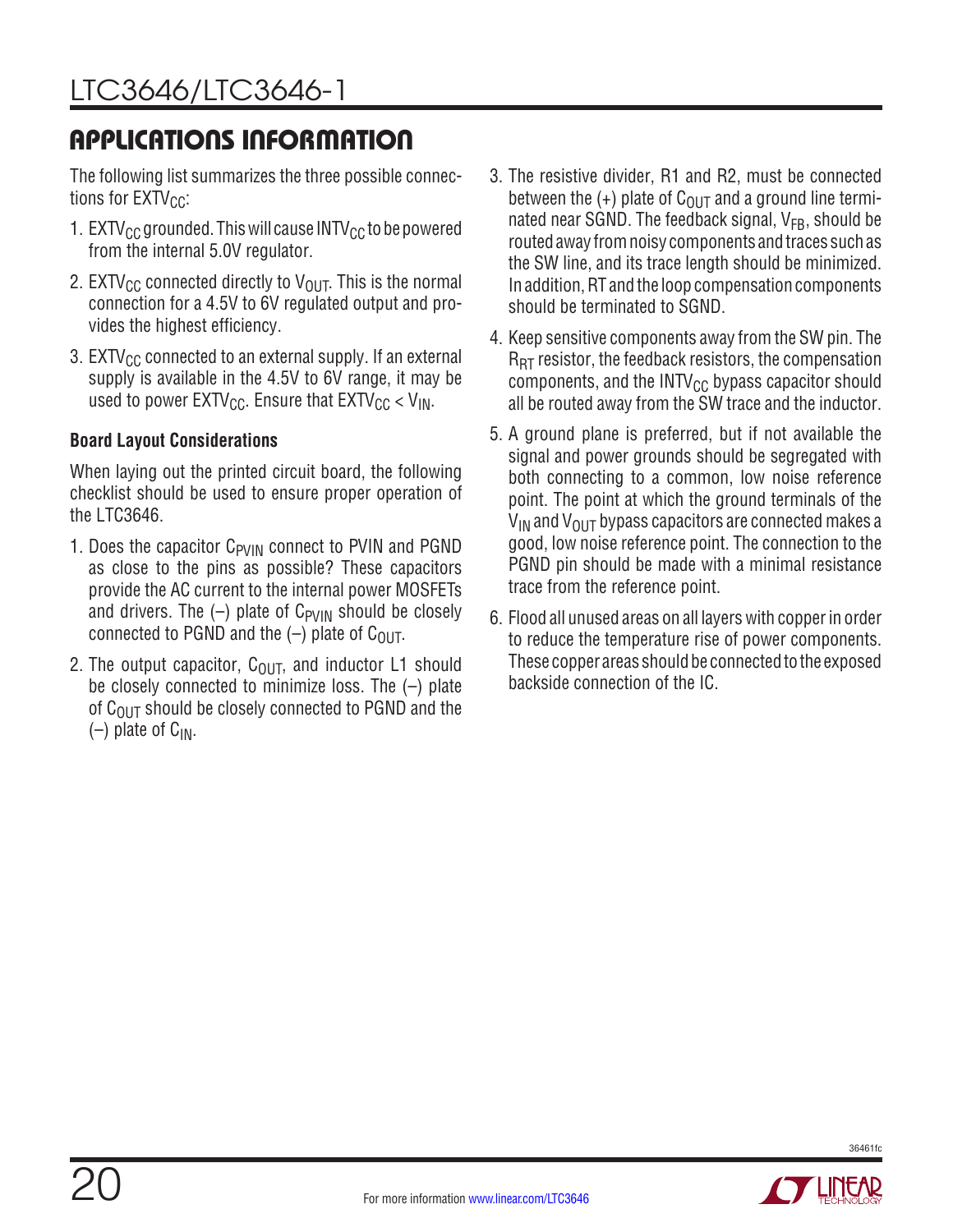## APPLICATIONS INFORMATION

The following list summarizes the three possible connections for $EXTV_{CC}$:

1. $EXTV_{CC}$ grounded. This will cause $INTV_{CC}$ to be powered from the internal 5.0V regulator.
2. $EXTV_{CC}$ connected directly to $V_{OUT}$. This is the normal connection for a 4.5V to 6V regulated output and provides the highest efficiency.
3. $EXTV_{CC}$ connected to an external supply. If an external supply is available in the 4.5V to 6V range, it may be used to power $EXTV_{CC}$. Ensure that $EXTV_{CC} < V_{IN}$.

### Board Layout Considerations

When laying out the printed circuit board, the following checklist should be used to ensure proper operation of the LTC3646.

1. Does the capacitor $C_{PVIN}$ connect to PVIN and PGND as close to the pins as possible? These capacitors provide the AC current to the internal power MOSFETs and drivers. The (–) plate of $C_{PVIN}$ should be closely connected to PGND and the (–) plate of $C_{OUT}$.
2. The output capacitor, $C_{OUT}$, and inductor L1 should be closely connected to minimize loss. The (–) plate of $C_{OUT}$ should be closely connected to PGND and the (–) plate of $C_{IN}$.
3. The resistive divider, R1 and R2, must be connected between the (+) plate of $C_{OUT}$ and a ground line terminated near SGND. The feedback signal, $V_{FB}$, should be routed away from noisy components and traces such as the SW line, and its trace length should be minimized. In addition, RT and the loop compensation components should be terminated to SGND.
4. Keep sensitive components away from the SW pin. The $R_{RT}$ resistor, the feedback resistors, the compensation components, and the $INTV_{CC}$ bypass capacitor should all be routed away from the SW trace and the inductor.
5. A ground plane is preferred, but if not available the signal and power grounds should be segregated with both connecting to a common, low noise reference point. The point at which the ground terminals of the $V_{IN}$ and $V_{OUT}$ bypass capacitors are connected makes a good, low noise reference point. The connection to the PGND pin should be made with a minimal resistance trace from the reference point.
6. Flood all unused areas on all layers with copper in order to reduce the temperature rise of power components. These copper areas should be connected to the exposed backside connection of the IC.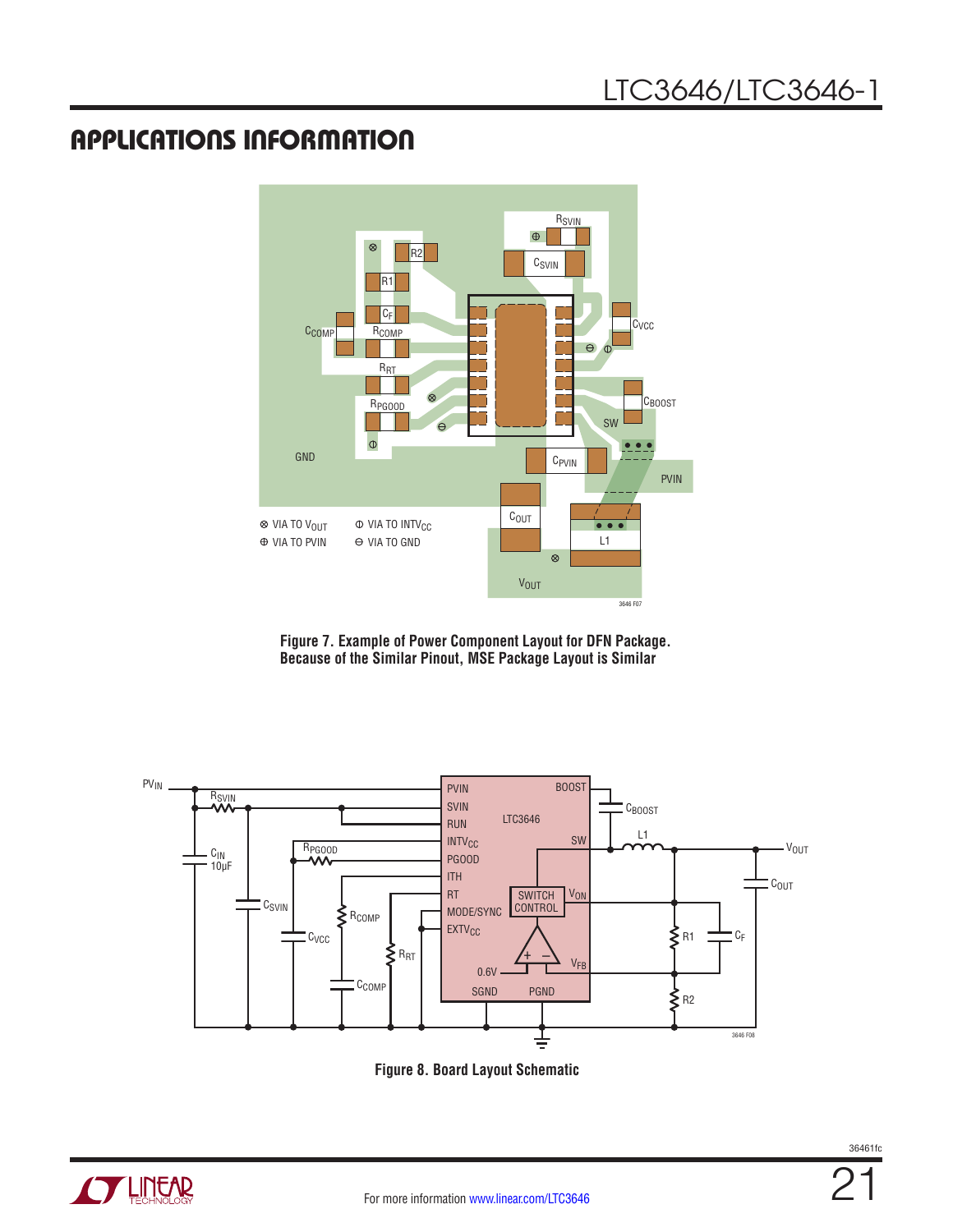## APPLICATIONS INFORMATION

Figure 7. Example of Power Component Layout for DFN Package. Because of the Similar Pinout, MSE Package Layout is Similar

Figure 8. Board Layout Schematic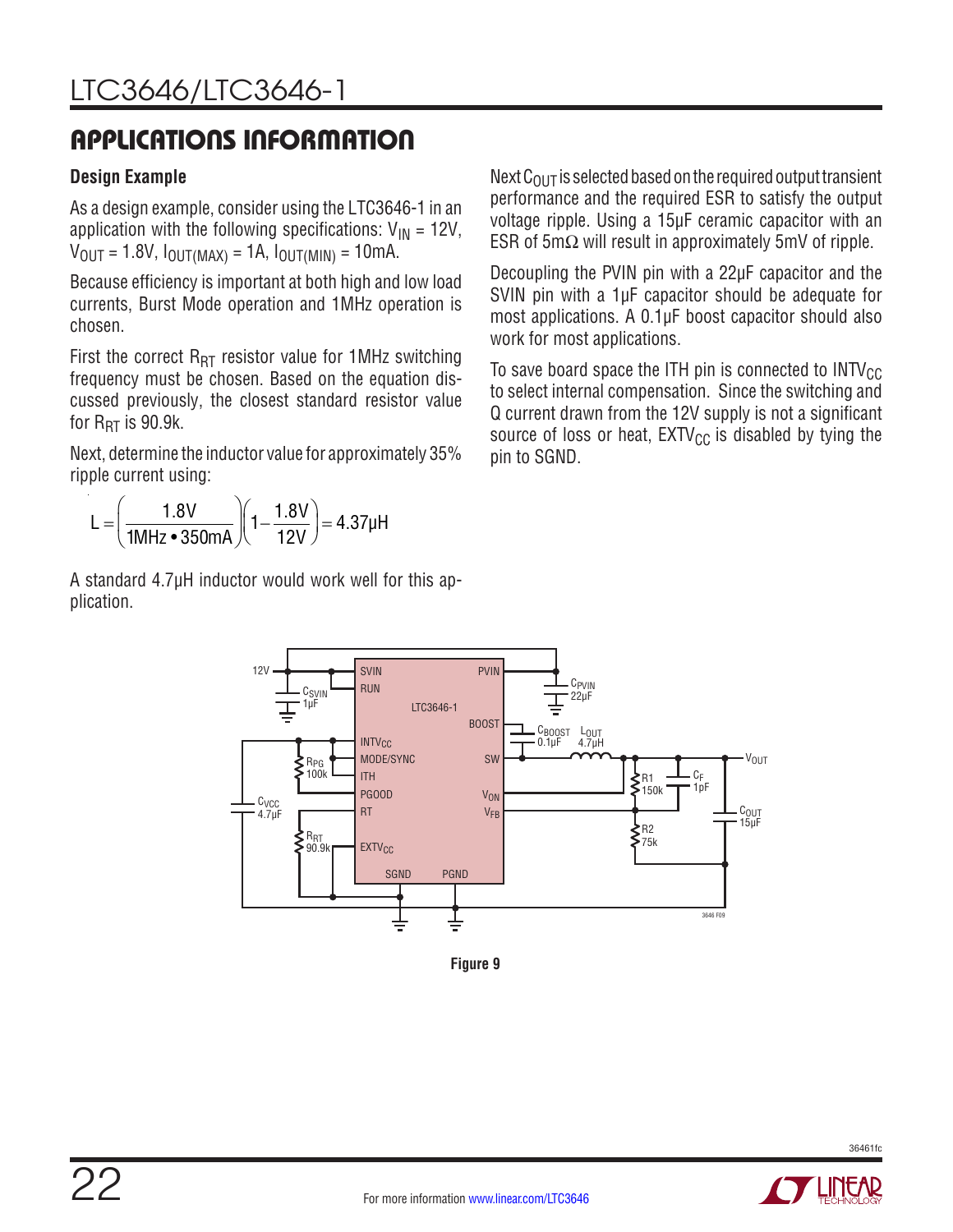## APPLICATIONS INFORMATION

### Design Example

As a design example, consider using the LTC3646-1 in an application with the following specifications: $V_{IN}$ = 12V, $V_{OUT}$ = 1.8V, $I_{OUT(MAX)}$ = 1A, $I_{OUT(MIN)}$ = 10mA.

Because efficiency is important at both high and low load currents, Burst Mode operation and 1MHz operation is chosen.

First the correct $R_{RT}$ resistor value for 1MHz switching frequency must be chosen. Based on the equation discussed previously, the closest standard resistor value for $R_{RT}$ is 90.9k.

Next, determine the inductor value for approximately 35% ripple current using:

$$L = \left(\frac{1.8V}{1MHz \bullet 350mA}\right)\left(1 - \frac{1.8V}{12V}\right) = 4.37\mu H$$

A standard 4.7µH inductor would work well for this application.

Next $C_{OUT}$ is selected based on the required output transient performance and the required ESR to satisfy the output voltage ripple. Using a 15µF ceramic capacitor with an ESR of 5mΩ will result in approximately 5mV of ripple.

Decoupling the PVIN pin with a 22µF capacitor and the SVIN pin with a 1µF capacitor should be adequate for most applications. A 0.1µF boost capacitor should also work for most applications.

To save board space the ITH pin is connected to $INTV_{CC}$ to select internal compensation. Since the switching and Q current drawn from the 12V supply is not a significant source of loss or heat, $EXTV_{CC}$ is disabled by tying the pin to SGND.

Figure 9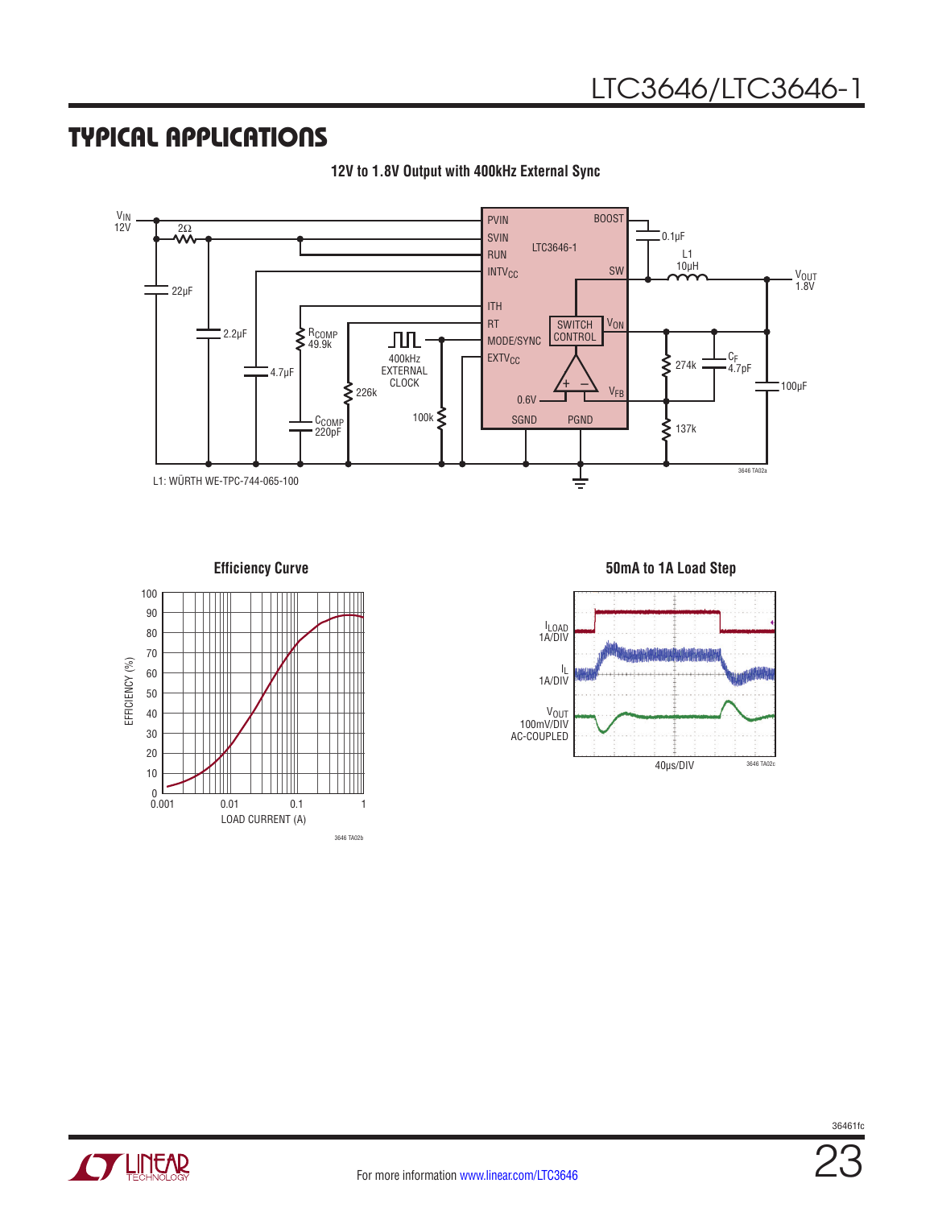## TYPICAL APPLICATIONS

**12V to 1.8V Output with 400kHz External Sync**

$V_{IN}$ 12V

2Ω

22µF

2.2µF

4.7µF

$R_{COMP}$ 49.9k

$C_{COMP}$ 220pF

226k

400kHz EXTERNAL CLOCK

100k

PVIN

SVIN

RUN

$INTV_{CC}$

ITH

RT

MODE/SYNC

$EXTV_{CC}$

LTC3646-1

BOOST

SW

SWITCH CONTROL

$V_{ON}$

$V_{FB}$

0.6V

SGND

PGND

0.1µF

L1 10µH

$V_{OUT}$ 1.8V

274k

$C_F$ 4.7pF

137k

100µF

L1: WÜRTH WE-TPC-744-065-100

3646 TA02a

**Efficiency Curve**

EFFICIENCY (%)

LOAD CURRENT (A)

3646 TA02b

**50mA to 1A Load Step**

$I_{LOAD}$ 1A/DIV

$I_L$ 1A/DIV

$V_{OUT}$ 100mV/DIV AC-COUPLED

40µs/DIV

3646 TA02c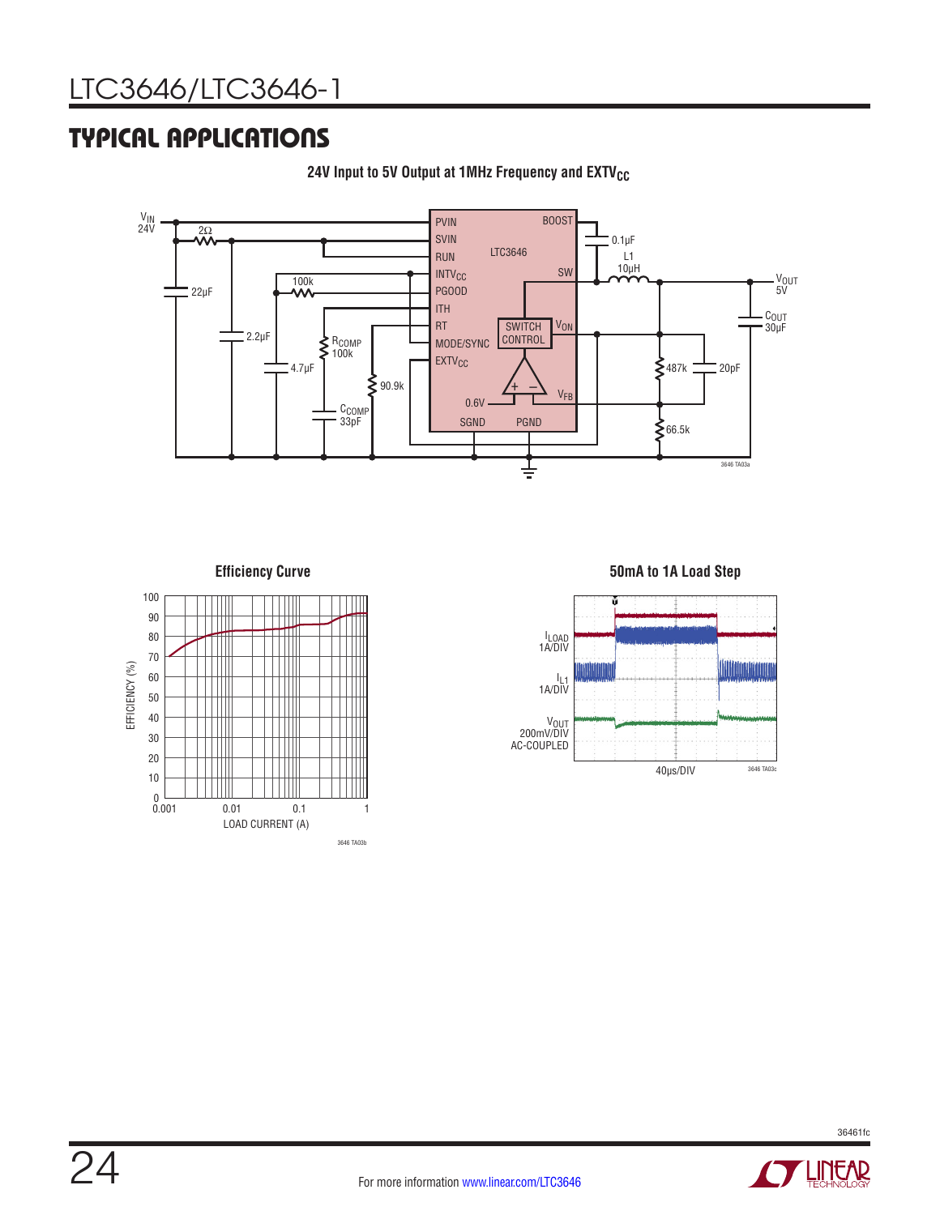## TYPICAL APPLICATIONS

**24V Input to 5V Output at 1MHz Frequency and $EXTV_{CC}$**

**Efficiency Curve**

**50mA to 1A Load Step**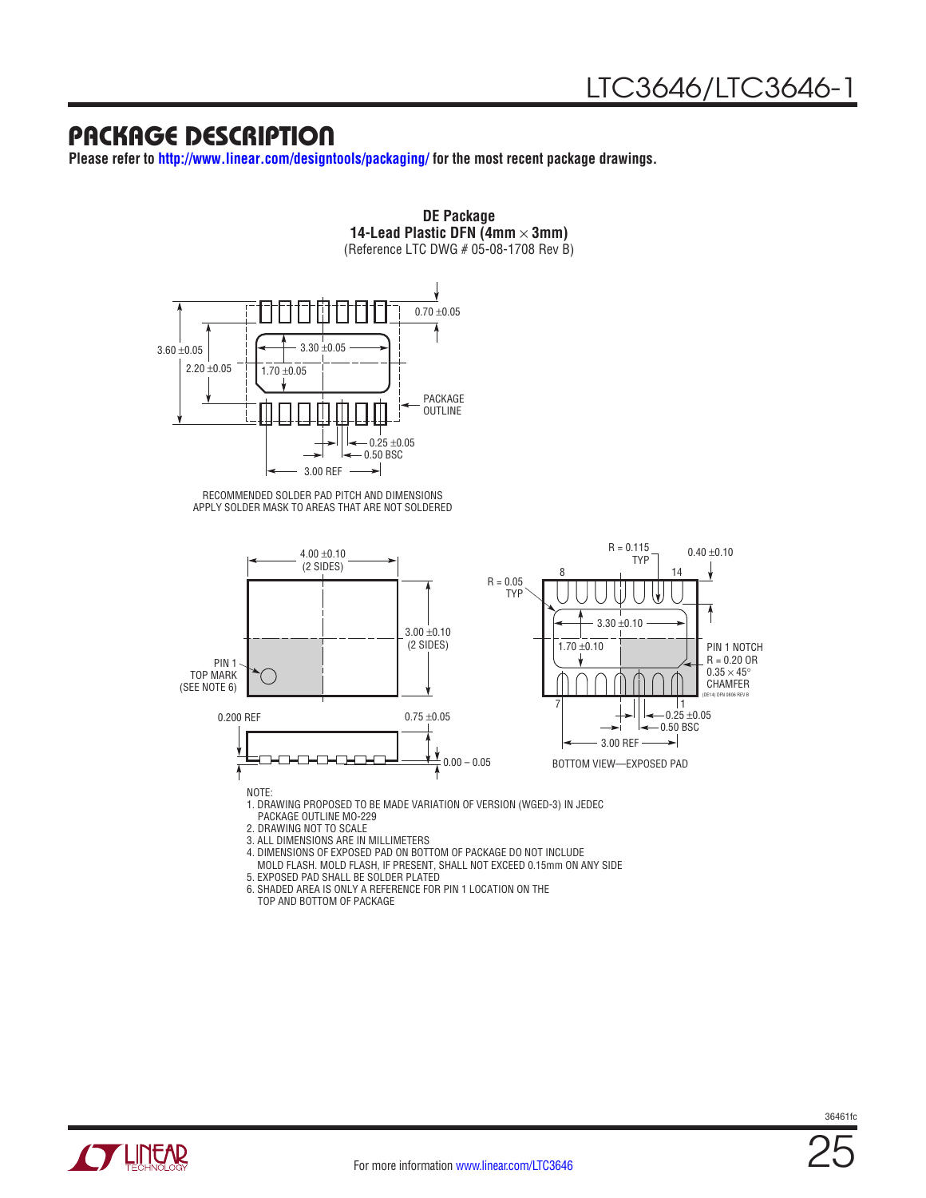## PACKAGE DESCRIPTION

**Please refer to http://www.linear.com/designtools/packaging/ for the most recent package drawings.**

**DE Package**
**14-Lead Plastic DFN (4mm × 3mm)**
(Reference LTC DWG # 05-08-1708 Rev B)

0.70 ±0.05

3.60 ±0.05

2.20 ±0.05

3.30 ±0.05

1.70 ±0.05

PACKAGE OUTLINE

0.25 ±0.05

0.50 BSC

3.00 REF

RECOMMENDED SOLDER PAD PITCH AND DIMENSIONS
APPLY SOLDER MASK TO AREAS THAT ARE NOT SOLDERED

4.00 ±0.10 (2 SIDES)

3.00 ±0.10 (2 SIDES)

PIN 1 TOP MARK (SEE NOTE 6)

0.200 REF

0.75 ±0.05

0.00 – 0.05

R = 0.115 TYP

0.40 ±0.10

R = 0.05 TYP

8

14

3.30 ±0.10

1.70 ±0.10

PIN 1 NOTCH R = 0.20 OR 0.35 × 45° CHAMFER

(DE14) DFN 0806 REV B

7

1

0.25 ±0.05

0.50 BSC

3.00 REF

BOTTOM VIEW—EXPOSED PAD

NOTE:
1. DRAWING PROPOSED TO BE MADE VARIATION OF VERSION (WGED-3) IN JEDEC PACKAGE OUTLINE MO-229
2. DRAWING NOT TO SCALE
3. ALL DIMENSIONS ARE IN MILLIMETERS
4. DIMENSIONS OF EXPOSED PAD ON BOTTOM OF PACKAGE DO NOT INCLUDE MOLD FLASH. MOLD FLASH, IF PRESENT, SHALL NOT EXCEED 0.15mm ON ANY SIDE
5. EXPOSED PAD SHALL BE SOLDER PLATED
6. SHADED AREA IS ONLY A REFERENCE FOR PIN 1 LOCATION ON THE TOP AND BOTTOM OF PACKAGE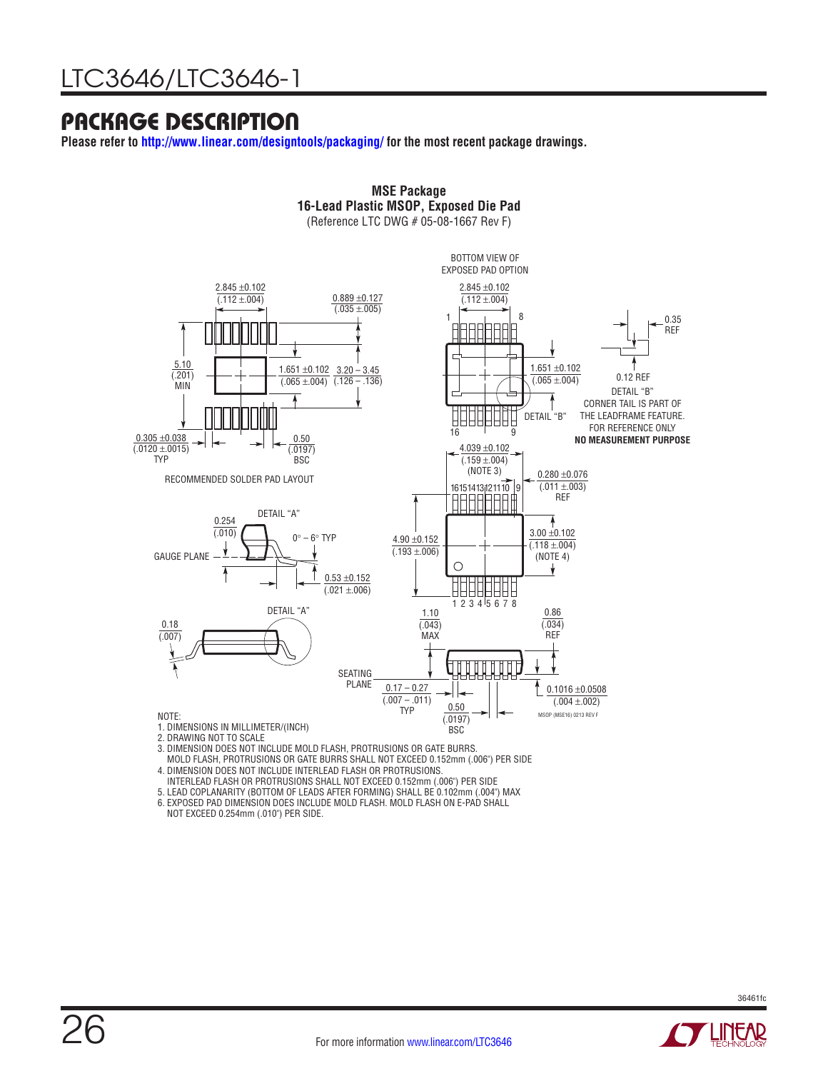## PACKAGE DESCRIPTION

**Please refer to http://www.linear.com/designtools/packaging/ for the most recent package drawings.**

**MSE Package**
**16-Lead Plastic MSOP, Exposed Die Pad**
(Reference LTC DWG # 05-08-1667 Rev F)

BOTTOM VIEW OF EXPOSED PAD OPTION

2.845 ±0.102 (.112 ±.004)

0.889 ±0.127 (.035 ±.005)

5.10 (.201) MIN

1.651 ±0.102 (.065 ±.004)

3.20 – 3.45 (.126 – .136)

0.305 ±0.038 (.0120 ±.0015) TYP

0.50 (.0197) BSC

RECOMMENDED SOLDER PAD LAYOUT

0.35 REF

0.12 REF

DETAIL "B"
CORNER TAIL IS PART OF THE LEADFRAME FEATURE. FOR REFERENCE ONLY
**NO MEASUREMENT PURPOSE**

4.039 ±0.102 (.159 ±.004) (NOTE 3)

0.280 ±0.076 (.011 ±.003) REF

3.00 ±0.102 (.118 ±.004) (NOTE 4)

4.90 ±0.152 (.193 ±.006)

DETAIL "A"

0.254 (.010)

GAUGE PLANE

0° – 6° TYP

0.53 ±0.152 (.021 ±.006)

0.18 (.007)

1.10 (.043) MAX

0.86 (.034) REF

SEATING PLANE

0.17 – 0.27 (.007 – .011) TYP

0.50 (.0197) BSC

0.1016 ±0.0508 (.004 ±.002)

MSOP (MSE16) 0213 REV F

NOTE:
1. DIMENSIONS IN MILLIMETER/(INCH)
2. DRAWING NOT TO SCALE
3. DIMENSION DOES NOT INCLUDE MOLD FLASH, PROTRUSIONS OR GATE BURRS. MOLD FLASH, PROTRUSIONS OR GATE BURRS SHALL NOT EXCEED 0.152mm (.006") PER SIDE
4. DIMENSION DOES NOT INCLUDE INTERLEAD FLASH OR PROTRUSIONS. INTERLEAD FLASH OR PROTRUSIONS SHALL NOT EXCEED 0.152mm (.006") PER SIDE
5. LEAD COPLANARITY (BOTTOM OF LEADS AFTER FORMING) SHALL BE 0.102mm (.004") MAX
6. EXPOSED PAD DIMENSION DOES INCLUDE MOLD FLASH. MOLD FLASH ON E-PAD SHALL NOT EXCEED 0.254mm (.010") PER SIDE.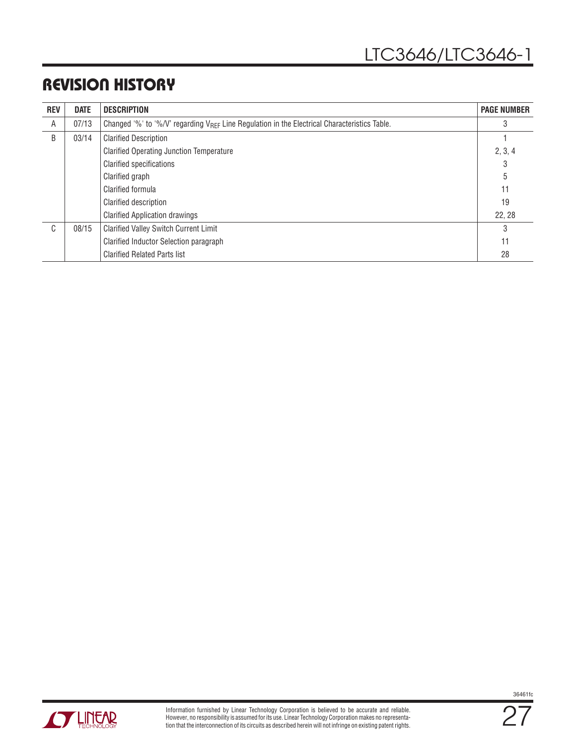## REVISION HISTORY

| REV | DATE | DESCRIPTION | PAGE NUMBER |
|---|---|---|---|
| A | 07/13 | Changed '%' to '%/V' regarding $V_{REF}$ Line Regulation in the Electrical Characteristics Table. | 3 |
| B | 03/14 | Clarified Description | 1 |
| | | Clarified Operating Junction Temperature | 2, 3, 4 |
| | | Clarified specifications | 3 |
| | | Clarified graph | 5 |
| | | Clarified formula | 11 |
| | | Clarified description | 19 |
| | | Clarified Application drawings | 22, 28 |
| C | 08/15 | Clarified Valley Switch Current Limit | 3 |
| | | Clarified Inductor Selection paragraph | 11 |
| | | Clarified Related Parts list | 28 |

Information furnished by Linear Technology Corporation is believed to be accurate and reliable. However, no responsibility is assumed for its use. Linear Technology Corporation makes no representation that the interconnection of its circuits as described herein will not infringe on existing patent rights.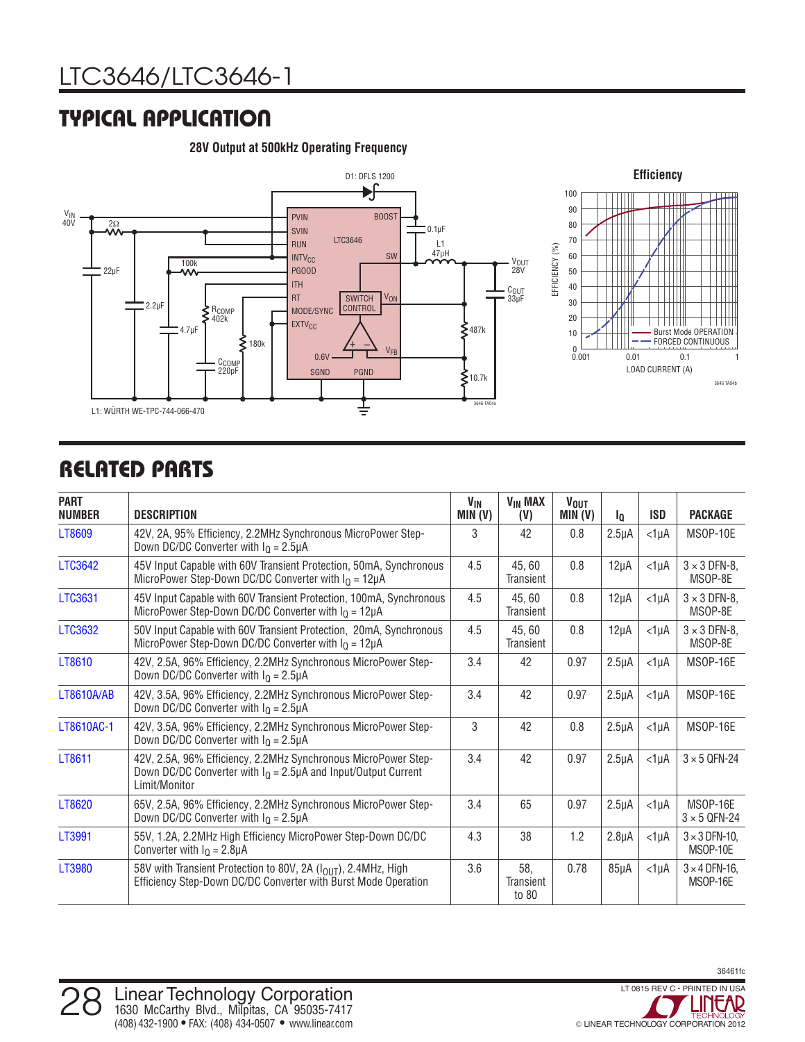## TYPICAL APPLICATION

**28V Output at 500kHz Operating Frequency**

D1: DFLS 1200

$V_{IN}$ 40V

2Ω

22µF

2.2µF

100k

4.7µF

$R_{COMP}$ 402k

$C_{COMP}$ 220pF

180k

PVIN
SVIN
RUN
$INTV_{CC}$
PGOOD
ITH
RT
MODE/SYNC
$EXTV_{CC}$

LTC3646

BOOST
SW

SWITCH CONTROL

$V_{ON}$

$V_{FB}$

0.6V

SGND
PGND

0.1µF

L1 47µH

$V_{OUT}$ 28V

$C_{OUT}$ 33µF

487k

10.7k

L1: WÜRTH WE-TPC-744-066-470

3646 TA04a

**Efficiency**

EFFICIENCY (%)

100
90
80
70
60
50
40
30
20
10
0

0.001
0.01
0.1
1

LOAD CURRENT (A)

Burst Mode OPERATION
FORCED CONTINUOUS

3646 TA04b

## RELATED PARTS

| PART NUMBER | DESCRIPTION | $V_{IN}$ MIN (V) | $V_{IN}$ MAX (V) | $V_{OUT}$ MIN (V) | $I_Q$ | ISD | PACKAGE |
|---|---|---|---|---|---|---|---|
| LT8609 | 42V, 2A, 95% Efficiency, 2.2MHz Synchronous MicroPower Step-Down DC/DC Converter with $I_Q$ = 2.5µA | 3 | 42 | 0.8 | 2.5µA | <1µA | MSOP-10E |
| LTC3642 | 45V Input Capable with 60V Transient Protection, 50mA, Synchronous MicroPower Step-Down DC/DC Converter with $I_Q$ = 12µA | 4.5 | 45, 60 Transient | 0.8 | 12µA | <1µA | 3 × 3 DFN-8, MSOP-8E |
| LTC3631 | 45V Input Capable with 60V Transient Protection, 100mA, Synchronous MicroPower Step-Down DC/DC Converter with $I_Q$ = 12µA | 4.5 | 45, 60 Transient | 0.8 | 12µA | <1µA | 3 × 3 DFN-8, MSOP-8E |
| LTC3632 | 50V Input Capable with 60V Transient Protection, 20mA, Synchronous MicroPower Step-Down DC/DC Converter with $I_Q$ = 12µA | 4.5 | 45, 60 Transient | 0.8 | 12µA | <1µA | 3 × 3 DFN-8, MSOP-8E |
| LT8610 | 42V, 2.5A, 96% Efficiency, 2.2MHz Synchronous MicroPower Step-Down DC/DC Converter with $I_Q$ = 2.5µA | 3.4 | 42 | 0.97 | 2.5µA | <1µA | MSOP-16E |
| LT8610A/AB | 42V, 3.5A, 96% Efficiency, 2.2MHz Synchronous MicroPower Step-Down DC/DC Converter with $I_Q$ = 2.5µA | 3.4 | 42 | 0.97 | 2.5µA | <1µA | MSOP-16E |
| LT8610AC-1 | 42V, 3.5A, 96% Efficiency, 2.2MHz Synchronous MicroPower Step-Down DC/DC Converter with $I_Q$ = 2.5µA | 3 | 42 | 0.8 | 2.5µA | <1µA | MSOP-16E |
| LT8611 | 42V, 2.5A, 96% Efficiency, 2.2MHz Synchronous MicroPower Step-Down DC/DC Converter with $I_Q$ = 2.5µA and Input/Output Current Limit/Monitor | 3.4 | 42 | 0.97 | 2.5µA | <1µA | 3 × 5 QFN-24 |
| LT8620 | 65V, 2.5A, 96% Efficiency, 2.2MHz Synchronous MicroPower Step-Down DC/DC Converter with $I_Q$ = 2.5µA | 3.4 | 65 | 0.97 | 2.5µA | <1µA | MSOP-16E 3 × 5 QFN-24 |
| LT3991 | 55V, 1.2A, 2.2MHz High Efficiency MicroPower Step-Down DC/DC Converter with $I_Q$ = 2.8µA | 4.3 | 38 | 1.2 | 2.8µA | <1µA | 3 × 3 DFN-10, MSOP-10E |
| LT3980 | 58V with Transient Protection to 80V, 2A ($I_{OUT}$), 2.4MHz, High Efficiency Step-Down DC/DC Converter with Burst Mode Operation | 3.6 | 58, Transient to 80 | 0.78 | 85µA | <1µA | 3 × 4 DFN-16, MSOP-16E |

Linear Technology Corporation
1630 McCarthy Blvd., Milpitas, CA 95035-7417
(408) 432-1900 • FAX: (408) 434-0507 • www.linear.com

36461fc

LT 0815 REV C • PRINTED IN USA

© LINEAR TECHNOLOGY CORPORATION 2012